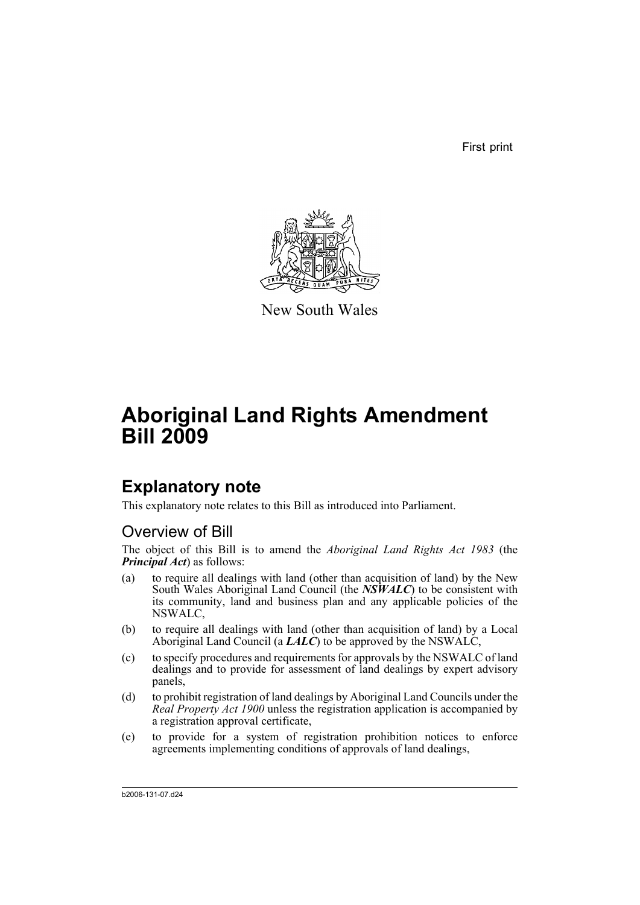First print

New South Wales

# Aboriginal Land Rights Amendment Bill 2009

## Explanatory note

This explanatory note relates to this Bill as introduced into Parliament.

### Overview of Bill

The object of this Bill is to amend the *Aboriginal Land Rights Act 1983* (the ***Principal Act***) as follows:

(a) to require all dealings with land (other than acquisition of land) by the New South Wales Aboriginal Land Council (the ***NSWALC***) to be consistent with its community, land and business plan and any applicable policies of the NSWALC,

(b) to require all dealings with land (other than acquisition of land) by a Local Aboriginal Land Council (a ***LALC***) to be approved by the NSWALC,

(c) to specify procedures and requirements for approvals by the NSWALC of land dealings and to provide for assessment of land dealings by expert advisory panels,

(d) to prohibit registration of land dealings by Aboriginal Land Councils under the *Real Property Act 1900* unless the registration application is accompanied by a registration approval certificate,

(e) to provide for a system of registration prohibition notices to enforce agreements implementing conditions of approvals of land dealings,

b2006-131-07.d24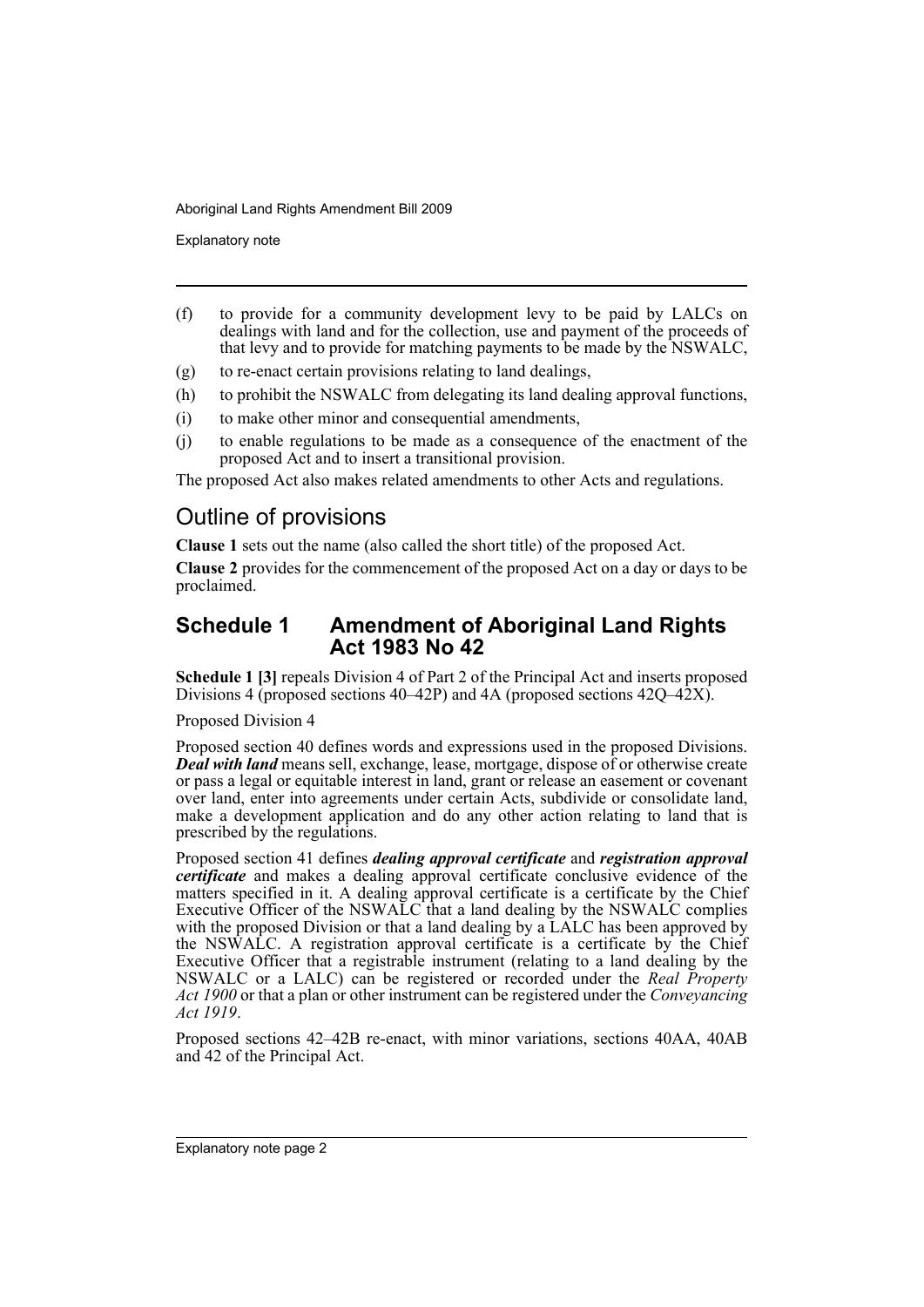(f) to provide for a community development levy to be paid by LALCs on dealings with land and for the collection, use and payment of the proceeds of that levy and to provide for matching payments to be made by the NSWALC,

(g) to re-enact certain provisions relating to land dealings,

(h) to prohibit the NSWALC from delegating its land dealing approval functions,

(i) to make other minor and consequential amendments,

(j) to enable regulations to be made as a consequence of the enactment of the proposed Act and to insert a transitional provision.

The proposed Act also makes related amendments to other Acts and regulations.

## Outline of provisions

**Clause 1** sets out the name (also called the short title) of the proposed Act.

**Clause 2** provides for the commencement of the proposed Act on a day or days to be proclaimed.

### Schedule 1 Amendment of Aboriginal Land Rights Act 1983 No 42

**Schedule 1 [3]** repeals Division 4 of Part 2 of the Principal Act and inserts proposed Divisions 4 (proposed sections 40–42P) and 4A (proposed sections 42Q–42X).

Proposed Division 4

Proposed section 40 defines words and expressions used in the proposed Divisions. ***Deal with land*** means sell, exchange, lease, mortgage, dispose of or otherwise create or pass a legal or equitable interest in land, grant or release an easement or covenant over land, enter into agreements under certain Acts, subdivide or consolidate land, make a development application and do any other action relating to land that is prescribed by the regulations.

Proposed section 41 defines ***dealing approval certificate*** and ***registration approval certificate*** and makes a dealing approval certificate conclusive evidence of the matters specified in it. A dealing approval certificate is a certificate by the Chief Executive Officer of the NSWALC that a land dealing by the NSWALC complies with the proposed Division or that a land dealing by a LALC has been approved by the NSWALC. A registration approval certificate is a certificate by the Chief Executive Officer that a registrable instrument (relating to a land dealing by the NSWALC or a LALC) can be registered or recorded under the *Real Property Act 1900* or that a plan or other instrument can be registered under the *Conveyancing Act 1919*.

Proposed sections 42–42B re-enact, with minor variations, sections 40AA, 40AB and 42 of the Principal Act.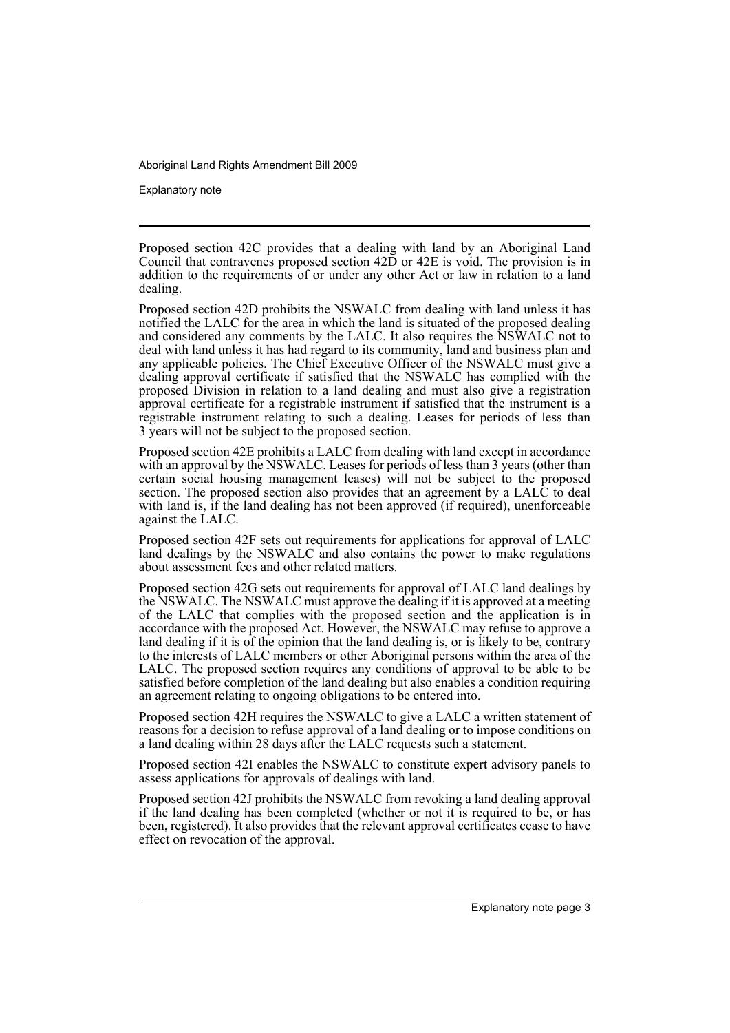Proposed section 42C provides that a dealing with land by an Aboriginal Land Council that contravenes proposed section 42D or 42E is void. The provision is in addition to the requirements of or under any other Act or law in relation to a land dealing.

Proposed section 42D prohibits the NSWALC from dealing with land unless it has notified the LALC for the area in which the land is situated of the proposed dealing and considered any comments by the LALC. It also requires the NSWALC not to deal with land unless it has had regard to its community, land and business plan and any applicable policies. The Chief Executive Officer of the NSWALC must give a dealing approval certificate if satisfied that the NSWALC has complied with the proposed Division in relation to a land dealing and must also give a registration approval certificate for a registrable instrument if satisfied that the instrument is a registrable instrument relating to such a dealing. Leases for periods of less than 3 years will not be subject to the proposed section.

Proposed section 42E prohibits a LALC from dealing with land except in accordance with an approval by the NSWALC. Leases for periods of less than 3 years (other than certain social housing management leases) will not be subject to the proposed section. The proposed section also provides that an agreement by a LALC to deal with land is, if the land dealing has not been approved (if required), unenforceable against the LALC.

Proposed section 42F sets out requirements for applications for approval of LALC land dealings by the NSWALC and also contains the power to make regulations about assessment fees and other related matters.

Proposed section 42G sets out requirements for approval of LALC land dealings by the NSWALC. The NSWALC must approve the dealing if it is approved at a meeting of the LALC that complies with the proposed section and the application is in accordance with the proposed Act. However, the NSWALC may refuse to approve a land dealing if it is of the opinion that the land dealing is, or is likely to be, contrary to the interests of LALC members or other Aboriginal persons within the area of the LALC. The proposed section requires any conditions of approval to be able to be satisfied before completion of the land dealing but also enables a condition requiring an agreement relating to ongoing obligations to be entered into.

Proposed section 42H requires the NSWALC to give a LALC a written statement of reasons for a decision to refuse approval of a land dealing or to impose conditions on a land dealing within 28 days after the LALC requests such a statement.

Proposed section 42I enables the NSWALC to constitute expert advisory panels to assess applications for approvals of dealings with land.

Proposed section 42J prohibits the NSWALC from revoking a land dealing approval if the land dealing has been completed (whether or not it is required to be, or has been, registered). It also provides that the relevant approval certificates cease to have effect on revocation of the approval.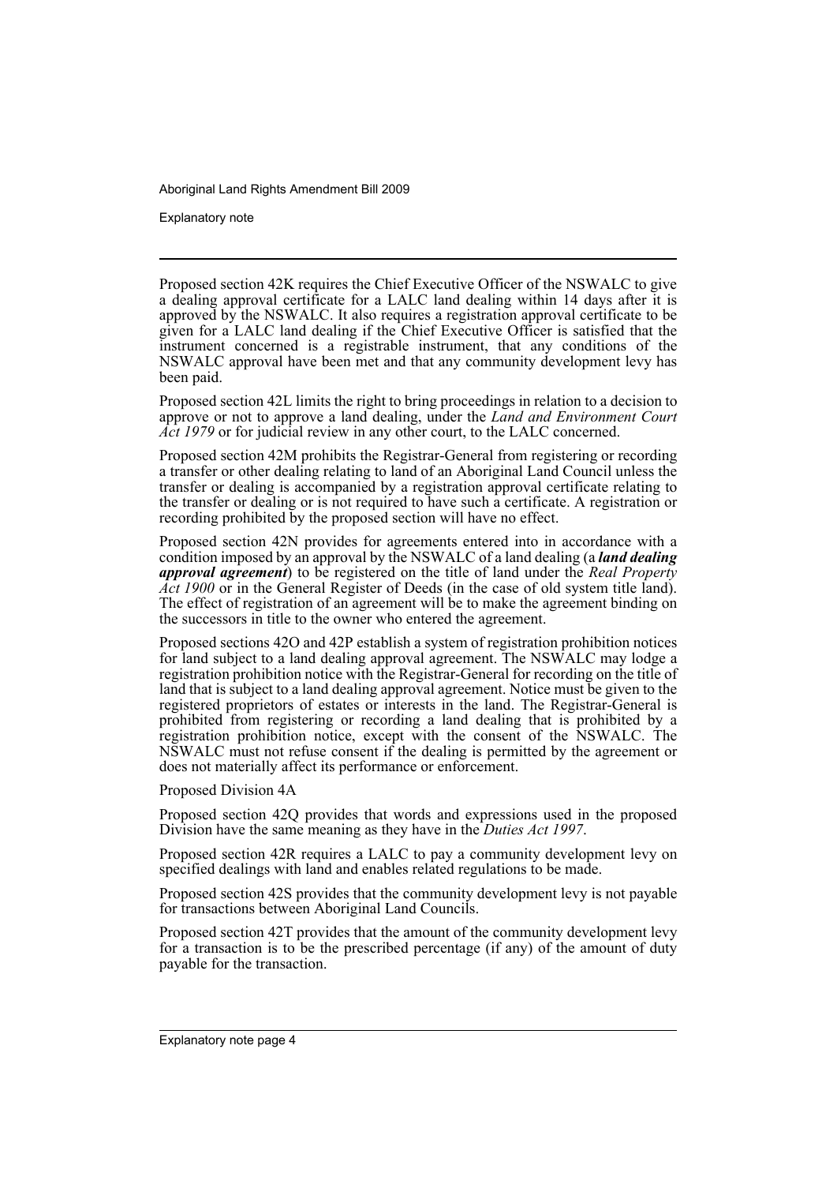Proposed section 42K requires the Chief Executive Officer of the NSWALC to give a dealing approval certificate for a LALC land dealing within 14 days after it is approved by the NSWALC. It also requires a registration approval certificate to be given for a LALC land dealing if the Chief Executive Officer is satisfied that the instrument concerned is a registrable instrument, that any conditions of the NSWALC approval have been met and that any community development levy has been paid.

Proposed section 42L limits the right to bring proceedings in relation to a decision to approve or not to approve a land dealing, under the *Land and Environment Court Act 1979* or for judicial review in any other court, to the LALC concerned.

Proposed section 42M prohibits the Registrar-General from registering or recording a transfer or other dealing relating to land of an Aboriginal Land Council unless the transfer or dealing is accompanied by a registration approval certificate relating to the transfer or dealing or is not required to have such a certificate. A registration or recording prohibited by the proposed section will have no effect.

Proposed section 42N provides for agreements entered into in accordance with a condition imposed by an approval by the NSWALC of a land dealing (a ***land dealing approval agreement***) to be registered on the title of land under the *Real Property Act 1900* or in the General Register of Deeds (in the case of old system title land). The effect of registration of an agreement will be to make the agreement binding on the successors in title to the owner who entered the agreement.

Proposed sections 42O and 42P establish a system of registration prohibition notices for land subject to a land dealing approval agreement. The NSWALC may lodge a registration prohibition notice with the Registrar-General for recording on the title of land that is subject to a land dealing approval agreement. Notice must be given to the registered proprietors of estates or interests in the land. The Registrar-General is prohibited from registering or recording a land dealing that is prohibited by a registration prohibition notice, except with the consent of the NSWALC. The NSWALC must not refuse consent if the dealing is permitted by the agreement or does not materially affect its performance or enforcement.

Proposed Division 4A

Proposed section 42Q provides that words and expressions used in the proposed Division have the same meaning as they have in the *Duties Act 1997*.

Proposed section 42R requires a LALC to pay a community development levy on specified dealings with land and enables related regulations to be made.

Proposed section 42S provides that the community development levy is not payable for transactions between Aboriginal Land Councils.

Proposed section 42T provides that the amount of the community development levy for a transaction is to be the prescribed percentage (if any) of the amount of duty payable for the transaction.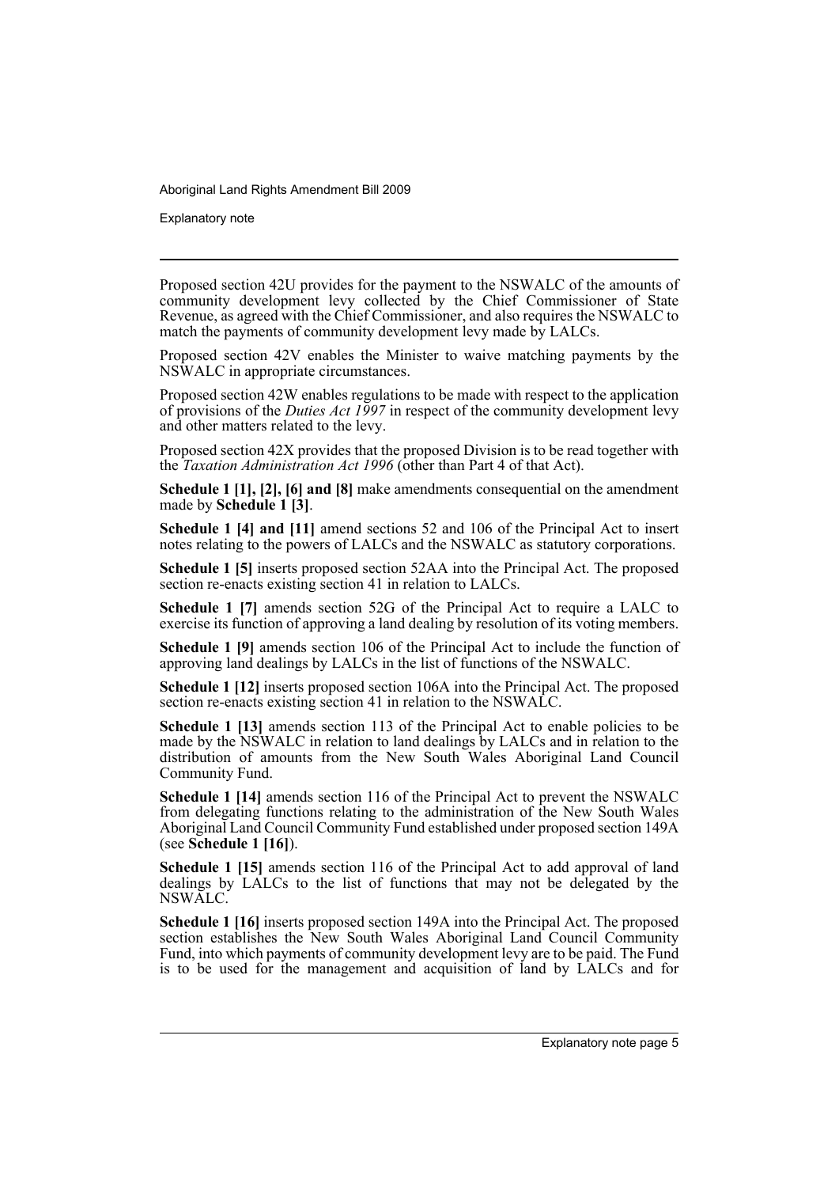Proposed section 42U provides for the payment to the NSWALC of the amounts of community development levy collected by the Chief Commissioner of State Revenue, as agreed with the Chief Commissioner, and also requires the NSWALC to match the payments of community development levy made by LALCs.

Proposed section 42V enables the Minister to waive matching payments by the NSWALC in appropriate circumstances.

Proposed section 42W enables regulations to be made with respect to the application of provisions of the *Duties Act 1997* in respect of the community development levy and other matters related to the levy.

Proposed section 42X provides that the proposed Division is to be read together with the *Taxation Administration Act 1996* (other than Part 4 of that Act).

**Schedule 1 [1], [2], [6] and [8]** make amendments consequential on the amendment made by **Schedule 1 [3]**.

**Schedule 1 [4] and [11]** amend sections 52 and 106 of the Principal Act to insert notes relating to the powers of LALCs and the NSWALC as statutory corporations.

**Schedule 1 [5]** inserts proposed section 52AA into the Principal Act. The proposed section re-enacts existing section 41 in relation to LALCs.

**Schedule 1 [7]** amends section 52G of the Principal Act to require a LALC to exercise its function of approving a land dealing by resolution of its voting members.

**Schedule 1 [9]** amends section 106 of the Principal Act to include the function of approving land dealings by LALCs in the list of functions of the NSWALC.

**Schedule 1 [12]** inserts proposed section 106A into the Principal Act. The proposed section re-enacts existing section 41 in relation to the NSWALC.

**Schedule 1 [13]** amends section 113 of the Principal Act to enable policies to be made by the NSWALC in relation to land dealings by LALCs and in relation to the distribution of amounts from the New South Wales Aboriginal Land Council Community Fund.

**Schedule 1 [14]** amends section 116 of the Principal Act to prevent the NSWALC from delegating functions relating to the administration of the New South Wales Aboriginal Land Council Community Fund established under proposed section 149A (see **Schedule 1 [16]**).

**Schedule 1 [15]** amends section 116 of the Principal Act to add approval of land dealings by LALCs to the list of functions that may not be delegated by the NSWALC.

**Schedule 1 [16]** inserts proposed section 149A into the Principal Act. The proposed section establishes the New South Wales Aboriginal Land Council Community Fund, into which payments of community development levy are to be paid. The Fund is to be used for the management and acquisition of land by LALCs and for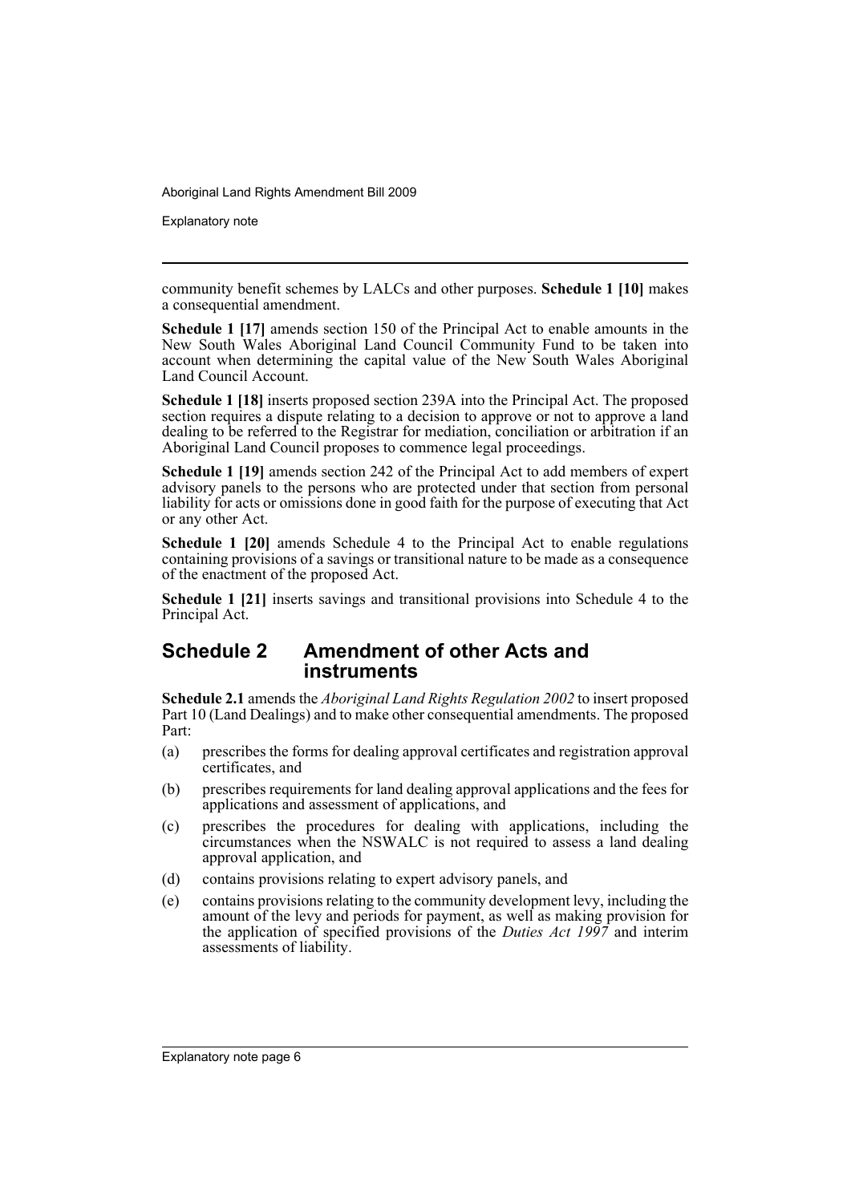community benefit schemes by LALCs and other purposes. **Schedule 1 [10]** makes a consequential amendment.

**Schedule 1 [17]** amends section 150 of the Principal Act to enable amounts in the New South Wales Aboriginal Land Council Community Fund to be taken into account when determining the capital value of the New South Wales Aboriginal Land Council Account.

**Schedule 1 [18]** inserts proposed section 239A into the Principal Act. The proposed section requires a dispute relating to a decision to approve or not to approve a land dealing to be referred to the Registrar for mediation, conciliation or arbitration if an Aboriginal Land Council proposes to commence legal proceedings.

**Schedule 1 [19]** amends section 242 of the Principal Act to add members of expert advisory panels to the persons who are protected under that section from personal liability for acts or omissions done in good faith for the purpose of executing that Act or any other Act.

**Schedule 1 [20]** amends Schedule 4 to the Principal Act to enable regulations containing provisions of a savings or transitional nature to be made as a consequence of the enactment of the proposed Act.

**Schedule 1 [21]** inserts savings and transitional provisions into Schedule 4 to the Principal Act.

## Schedule 2 Amendment of other Acts and instruments

**Schedule 2.1** amends the *Aboriginal Land Rights Regulation 2002* to insert proposed Part 10 (Land Dealings) and to make other consequential amendments. The proposed Part:

(a) prescribes the forms for dealing approval certificates and registration approval certificates, and

(b) prescribes requirements for land dealing approval applications and the fees for applications and assessment of applications, and

(c) prescribes the procedures for dealing with applications, including the circumstances when the NSWALC is not required to assess a land dealing approval application, and

(d) contains provisions relating to expert advisory panels, and

(e) contains provisions relating to the community development levy, including the amount of the levy and periods for payment, as well as making provision for the application of specified provisions of the *Duties Act 1997* and interim assessments of liability.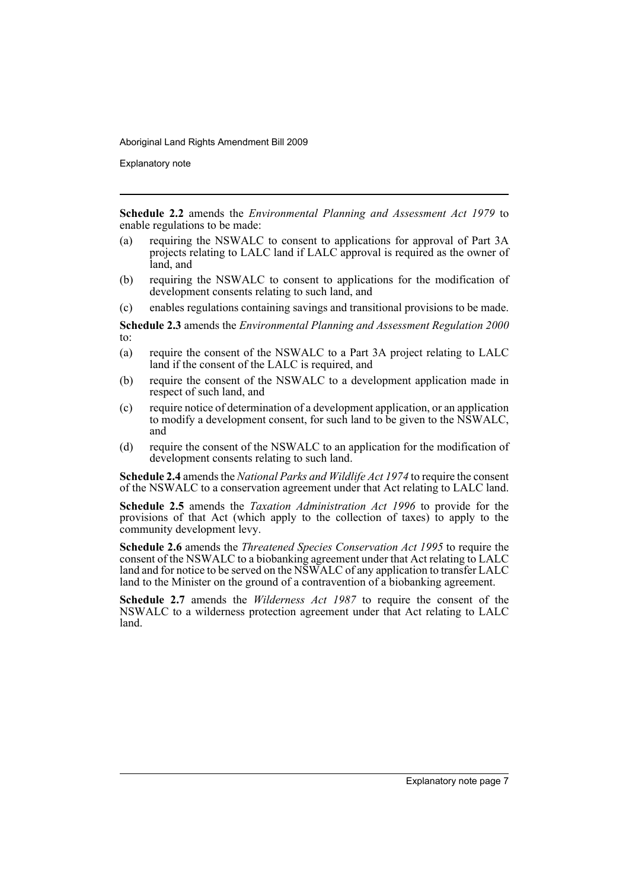**Schedule 2.2** amends the *Environmental Planning and Assessment Act 1979* to enable regulations to be made:

(a) requiring the NSWALC to consent to applications for approval of Part 3A projects relating to LALC land if LALC approval is required as the owner of land, and

(b) requiring the NSWALC to consent to applications for the modification of development consents relating to such land, and

(c) enables regulations containing savings and transitional provisions to be made.

**Schedule 2.3** amends the *Environmental Planning and Assessment Regulation 2000* to:

(a) require the consent of the NSWALC to a Part 3A project relating to LALC land if the consent of the LALC is required, and

(b) require the consent of the NSWALC to a development application made in respect of such land, and

(c) require notice of determination of a development application, or an application to modify a development consent, for such land to be given to the NSWALC, and

(d) require the consent of the NSWALC to an application for the modification of development consents relating to such land.

**Schedule 2.4** amends the *National Parks and Wildlife Act 1974* to require the consent of the NSWALC to a conservation agreement under that Act relating to LALC land.

**Schedule 2.5** amends the *Taxation Administration Act 1996* to provide for the provisions of that Act (which apply to the collection of taxes) to apply to the community development levy.

**Schedule 2.6** amends the *Threatened Species Conservation Act 1995* to require the consent of the NSWALC to a biobanking agreement under that Act relating to LALC land and for notice to be served on the NSWALC of any application to transfer LALC land to the Minister on the ground of a contravention of a biobanking agreement.

**Schedule 2.7** amends the *Wilderness Act 1987* to require the consent of the NSWALC to a wilderness protection agreement under that Act relating to LALC land.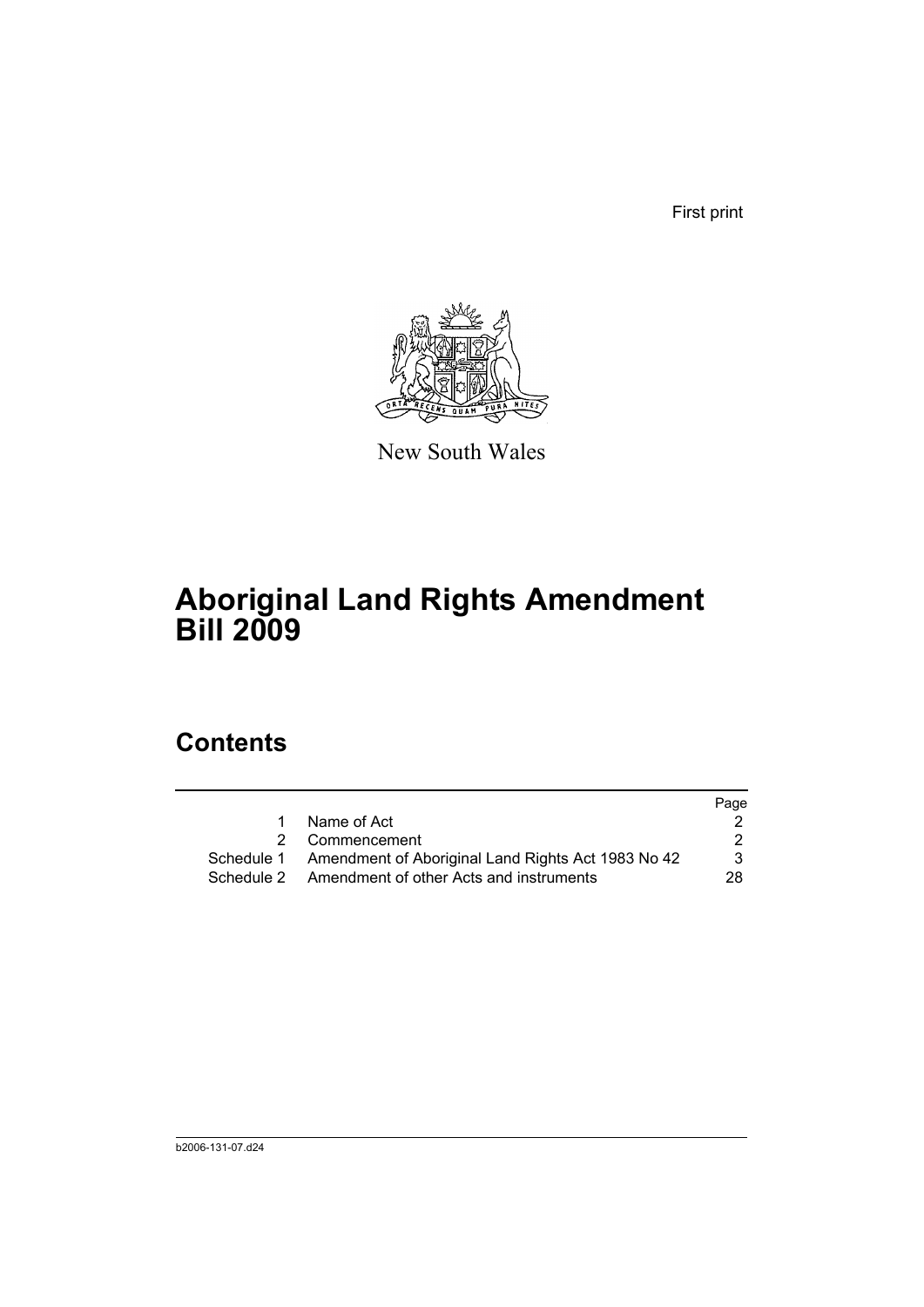First print

New South Wales

# Aboriginal Land Rights Amendment Bill 2009

## Contents

| | | Page |
|---|---|---|
| 1 | Name of Act | 2 |
| 2 | Commencement | 2 |
| Schedule 1 | Amendment of Aboriginal Land Rights Act 1983 No 42 | 3 |
| Schedule 2 | Amendment of other Acts and instruments | 28 |

b2006-131-07.d24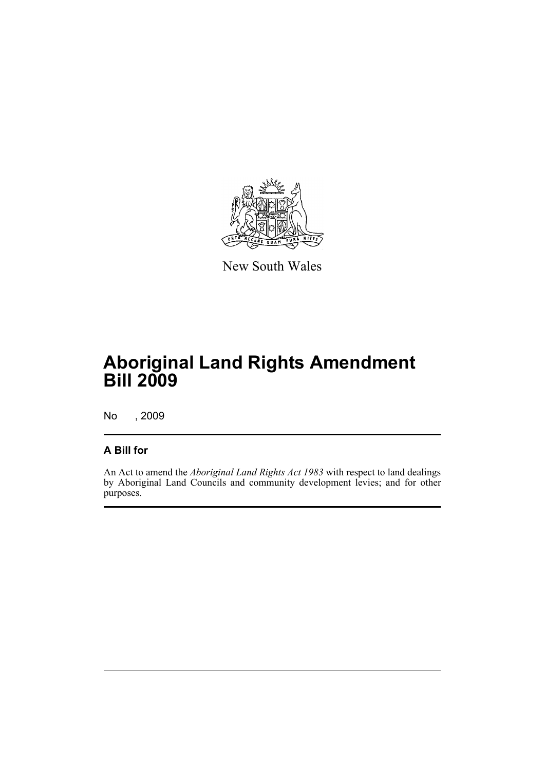New South Wales

# Aboriginal Land Rights Amendment Bill 2009

No , 2009

## A Bill for

An Act to amend the *Aboriginal Land Rights Act 1983* with respect to land dealings by Aboriginal Land Councils and community development levies; and for other purposes.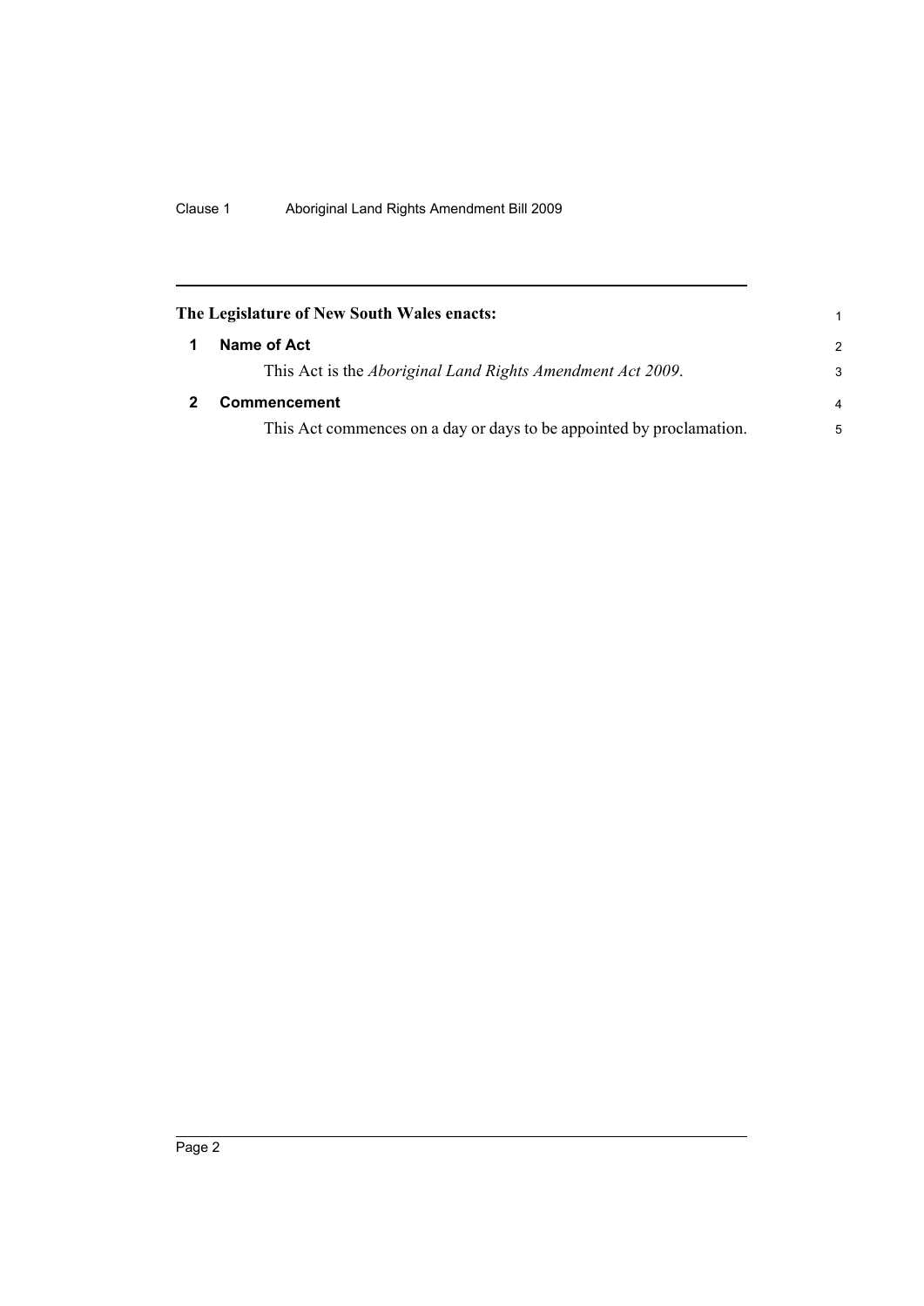**The Legislature of New South Wales enacts:**

## 1 Name of Act

This Act is the *Aboriginal Land Rights Amendment Act 2009*.

## 2 Commencement

This Act commences on a day or days to be appointed by proclamation.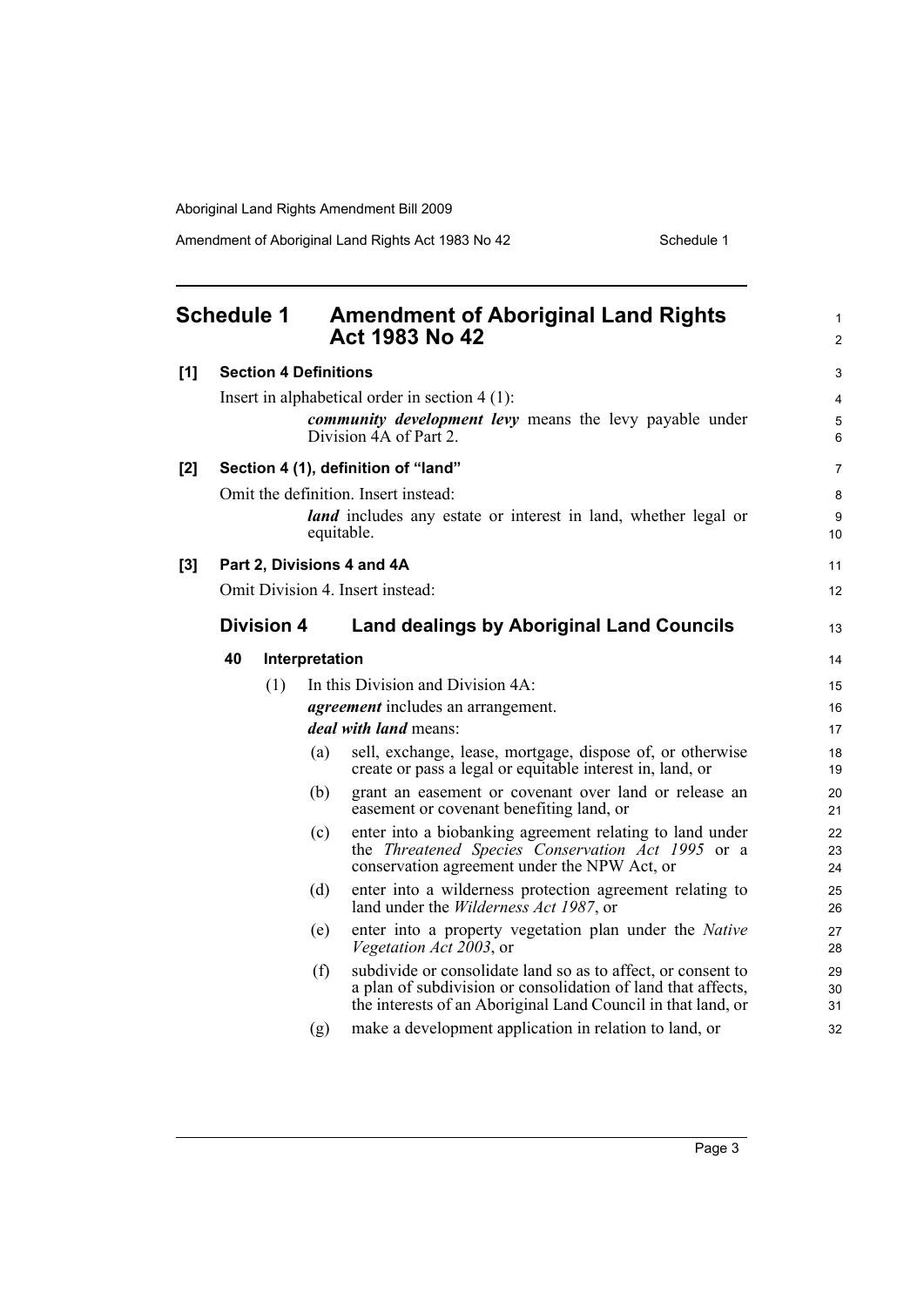# Schedule 1 Amendment of Aboriginal Land Rights Act 1983 No 42

**[1] Section 4 Definitions**

Insert in alphabetical order in section 4 (1):

***community development levy*** means the levy payable under Division 4A of Part 2.

**[2] Section 4 (1), definition of "land"**

Omit the definition. Insert instead:

***land*** includes any estate or interest in land, whether legal or equitable.

**[3] Part 2, Divisions 4 and 4A**

Omit Division 4. Insert instead:

## Division 4 Land dealings by Aboriginal Land Councils

### 40 Interpretation

(1) In this Division and Division 4A:

***agreement*** includes an arrangement.

***deal with land*** means:

(a) sell, exchange, lease, mortgage, dispose of, or otherwise create or pass a legal or equitable interest in, land, or

(b) grant an easement or covenant over land or release an easement or covenant benefiting land, or

(c) enter into a biobanking agreement relating to land under the *Threatened Species Conservation Act 1995* or a conservation agreement under the NPW Act, or

(d) enter into a wilderness protection agreement relating to land under the *Wilderness Act 1987*, or

(e) enter into a property vegetation plan under the *Native Vegetation Act 2003*, or

(f) subdivide or consolidate land so as to affect, or consent to a plan of subdivision or consolidation of land that affects, the interests of an Aboriginal Land Council in that land, or

(g) make a development application in relation to land, or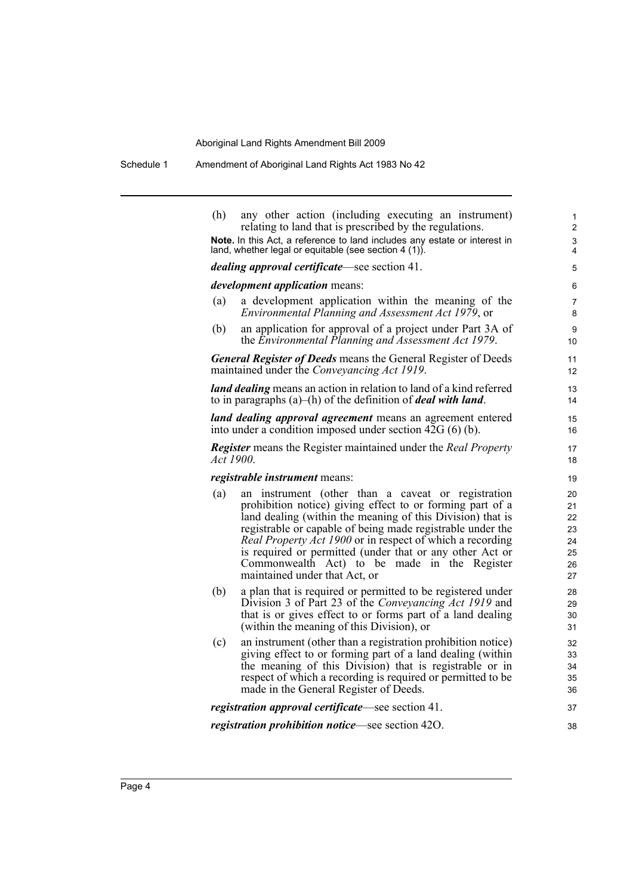(h) any other action (including executing an instrument) relating to land that is prescribed by the regulations.

**Note.** In this Act, a reference to land includes any estate or interest in land, whether legal or equitable (see section 4 (1)).

***dealing approval certificate***—see section 41.

***development application*** means:

(a) a development application within the meaning of the *Environmental Planning and Assessment Act 1979*, or

(b) an application for approval of a project under Part 3A of the *Environmental Planning and Assessment Act 1979*.

***General Register of Deeds*** means the General Register of Deeds maintained under the *Conveyancing Act 1919*.

***land dealing*** means an action in relation to land of a kind referred to in paragraphs (a)–(h) of the definition of ***deal with land***.

***land dealing approval agreement*** means an agreement entered into under a condition imposed under section 42G (6) (b).

***Register*** means the Register maintained under the *Real Property Act 1900*.

***registrable instrument*** means:

(a) an instrument (other than a caveat or registration prohibition notice) giving effect to or forming part of a land dealing (within the meaning of this Division) that is registrable or capable of being made registrable under the *Real Property Act 1900* or in respect of which a recording is required or permitted (under that or any other Act or Commonwealth Act) to be made in the Register maintained under that Act, or

(b) a plan that is required or permitted to be registered under Division 3 of Part 23 of the *Conveyancing Act 1919* and that is or gives effect to or forms part of a land dealing (within the meaning of this Division), or

(c) an instrument (other than a registration prohibition notice) giving effect to or forming part of a land dealing (within the meaning of this Division) that is registrable or in respect of which a recording is required or permitted to be made in the General Register of Deeds.

***registration approval certificate***—see section 41.

***registration prohibition notice***—see section 42O.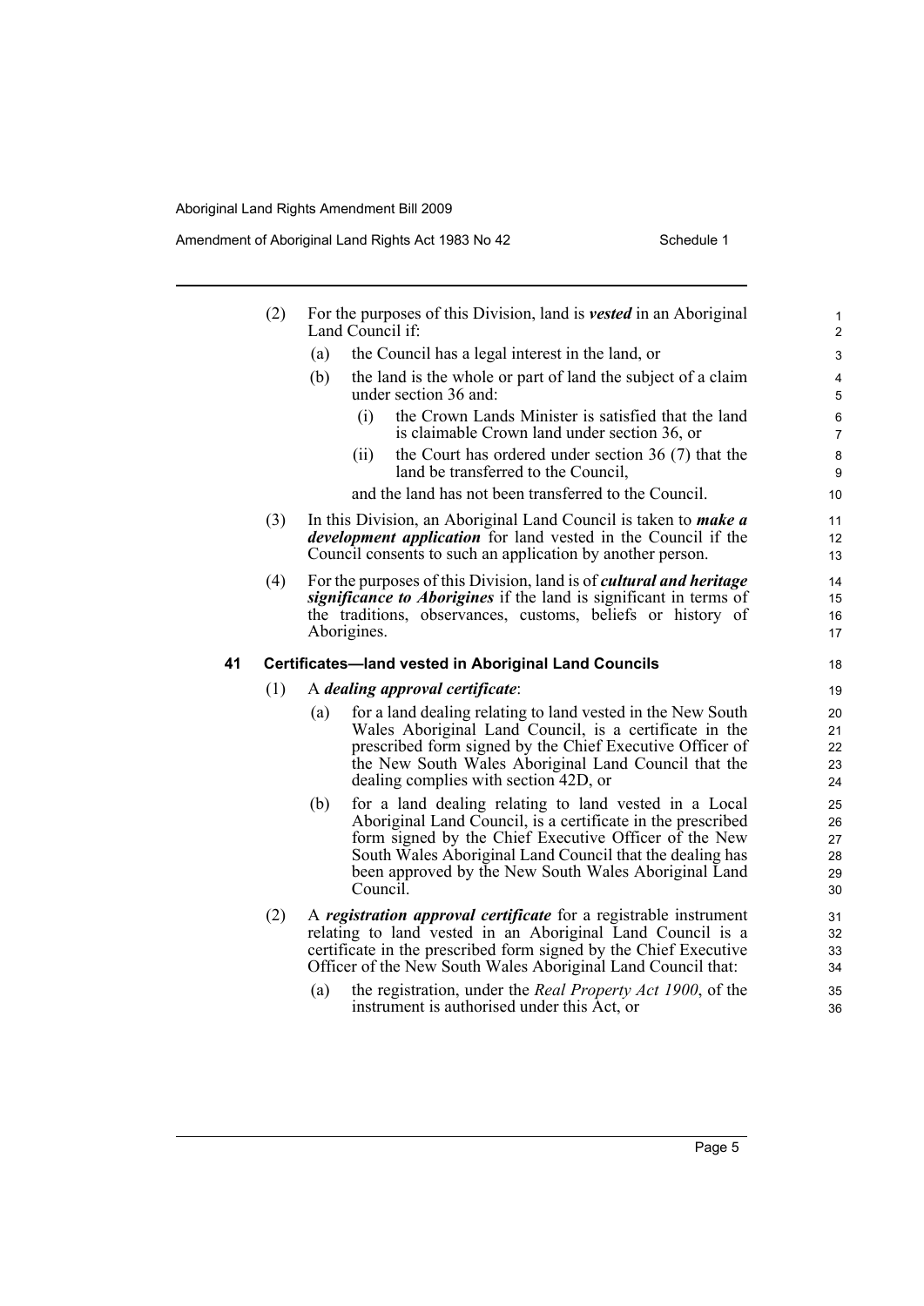(2) For the purposes of this Division, land is ***vested*** in an Aboriginal Land Council if:

(a) the Council has a legal interest in the land, or

(b) the land is the whole or part of land the subject of a claim under section 36 and:

(i) the Crown Lands Minister is satisfied that the land is claimable Crown land under section 36, or

(ii) the Court has ordered under section 36 (7) that the land be transferred to the Council,

and the land has not been transferred to the Council.

(3) In this Division, an Aboriginal Land Council is taken to ***make a development application*** for land vested in the Council if the Council consents to such an application by another person.

(4) For the purposes of this Division, land is of ***cultural and heritage significance to Aborigines*** if the land is significant in terms of the traditions, observances, customs, beliefs or history of Aborigines.

**41 Certificates—land vested in Aboriginal Land Councils**

(1) A ***dealing approval certificate***:

(a) for a land dealing relating to land vested in the New South Wales Aboriginal Land Council, is a certificate in the prescribed form signed by the Chief Executive Officer of the New South Wales Aboriginal Land Council that the dealing complies with section 42D, or

(b) for a land dealing relating to land vested in a Local Aboriginal Land Council, is a certificate in the prescribed form signed by the Chief Executive Officer of the New South Wales Aboriginal Land Council that the dealing has been approved by the New South Wales Aboriginal Land Council.

(2) A ***registration approval certificate*** for a registrable instrument relating to land vested in an Aboriginal Land Council is a certificate in the prescribed form signed by the Chief Executive Officer of the New South Wales Aboriginal Land Council that:

(a) the registration, under the *Real Property Act 1900*, of the instrument is authorised under this Act, or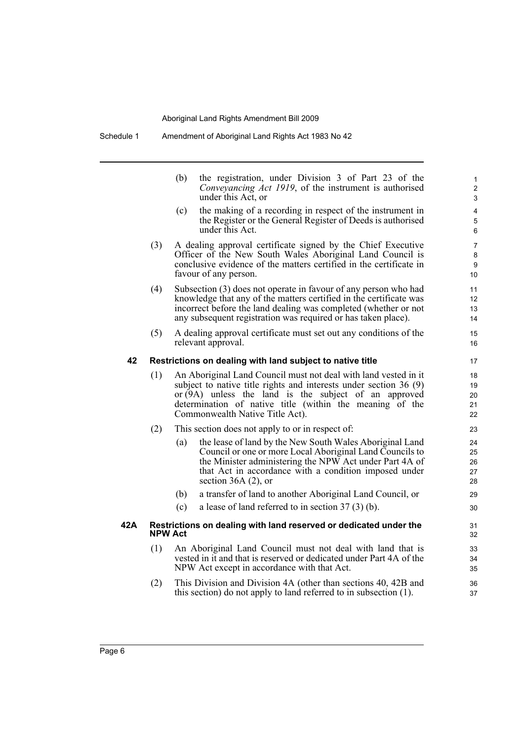(b) the registration, under Division 3 of Part 23 of the *Conveyancing Act 1919*, of the instrument is authorised under this Act, or

(c) the making of a recording in respect of the instrument in the Register or the General Register of Deeds is authorised under this Act.

(3) A dealing approval certificate signed by the Chief Executive Officer of the New South Wales Aboriginal Land Council is conclusive evidence of the matters certified in the certificate in favour of any person.

(4) Subsection (3) does not operate in favour of any person who had knowledge that any of the matters certified in the certificate was incorrect before the land dealing was completed (whether or not any subsequent registration was required or has taken place).

(5) A dealing approval certificate must set out any conditions of the relevant approval.

### 42 Restrictions on dealing with land subject to native title

(1) An Aboriginal Land Council must not deal with land vested in it subject to native title rights and interests under section 36 (9) or (9A) unless the land is the subject of an approved determination of native title (within the meaning of the Commonwealth Native Title Act).

(2) This section does not apply to or in respect of:

(a) the lease of land by the New South Wales Aboriginal Land Council or one or more Local Aboriginal Land Councils to the Minister administering the NPW Act under Part 4A of that Act in accordance with a condition imposed under section 36A (2), or

(b) a transfer of land to another Aboriginal Land Council, or

(c) a lease of land referred to in section 37 (3) (b).

### 42A Restrictions on dealing with land reserved or dedicated under the NPW Act

(1) An Aboriginal Land Council must not deal with land that is vested in it and that is reserved or dedicated under Part 4A of the NPW Act except in accordance with that Act.

(2) This Division and Division 4A (other than sections 40, 42B and this section) do not apply to land referred to in subsection (1).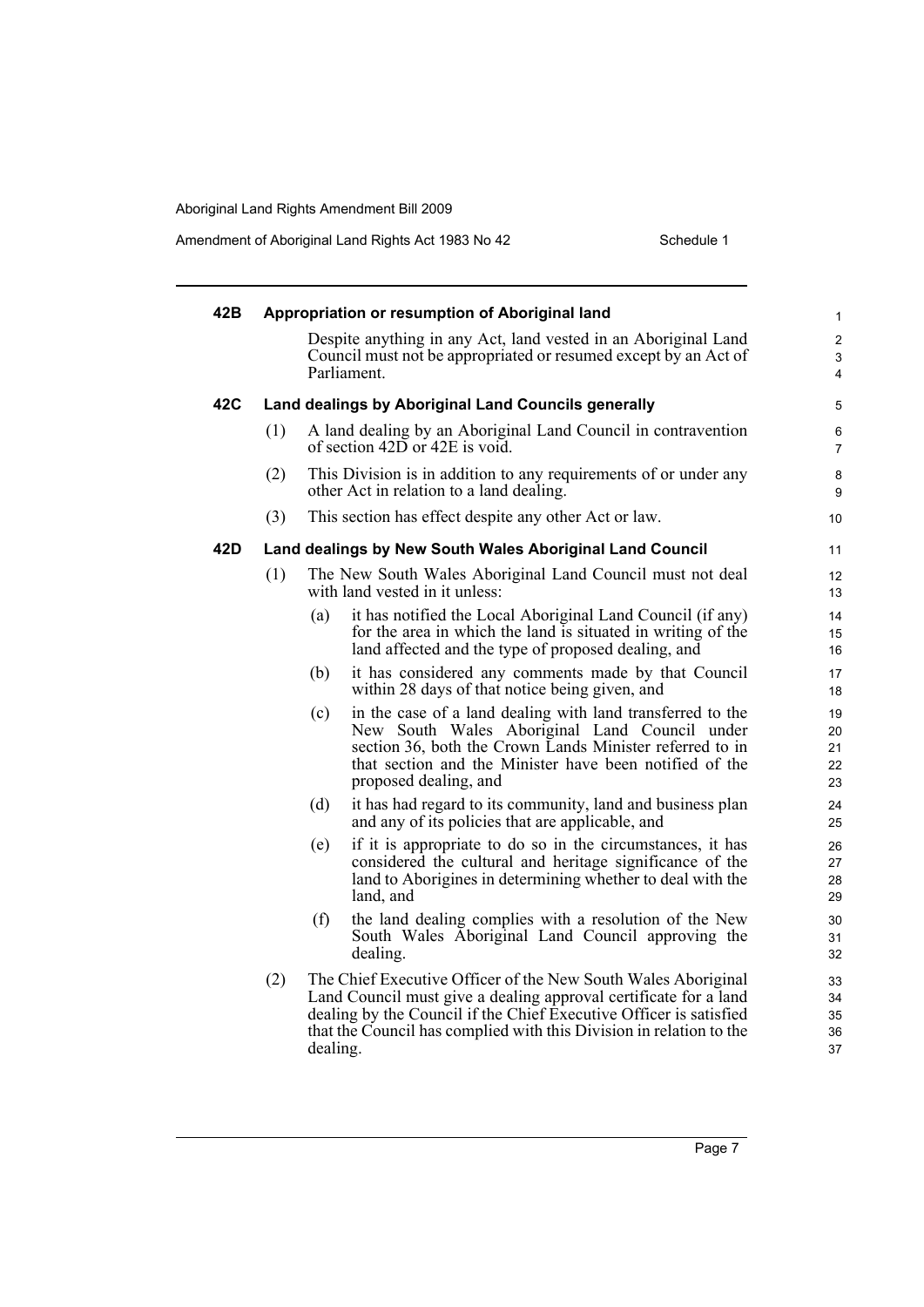### 42B Appropriation or resumption of Aboriginal land

Despite anything in any Act, land vested in an Aboriginal Land Council must not be appropriated or resumed except by an Act of Parliament.

### 42C Land dealings by Aboriginal Land Councils generally

(1) A land dealing by an Aboriginal Land Council in contravention of section 42D or 42E is void.

(2) This Division is in addition to any requirements of or under any other Act in relation to a land dealing.

(3) This section has effect despite any other Act or law.

### 42D Land dealings by New South Wales Aboriginal Land Council

(1) The New South Wales Aboriginal Land Council must not deal with land vested in it unless:

- (a) it has notified the Local Aboriginal Land Council (if any) for the area in which the land is situated in writing of the land affected and the type of proposed dealing, and
- (b) it has considered any comments made by that Council within 28 days of that notice being given, and
- (c) in the case of a land dealing with land transferred to the New South Wales Aboriginal Land Council under section 36, both the Crown Lands Minister referred to in that section and the Minister have been notified of the proposed dealing, and
- (d) it has had regard to its community, land and business plan and any of its policies that are applicable, and
- (e) if it is appropriate to do so in the circumstances, it has considered the cultural and heritage significance of the land to Aborigines in determining whether to deal with the land, and
- (f) the land dealing complies with a resolution of the New South Wales Aboriginal Land Council approving the dealing.

(2) The Chief Executive Officer of the New South Wales Aboriginal Land Council must give a dealing approval certificate for a land dealing by the Council if the Chief Executive Officer is satisfied that the Council has complied with this Division in relation to the dealing.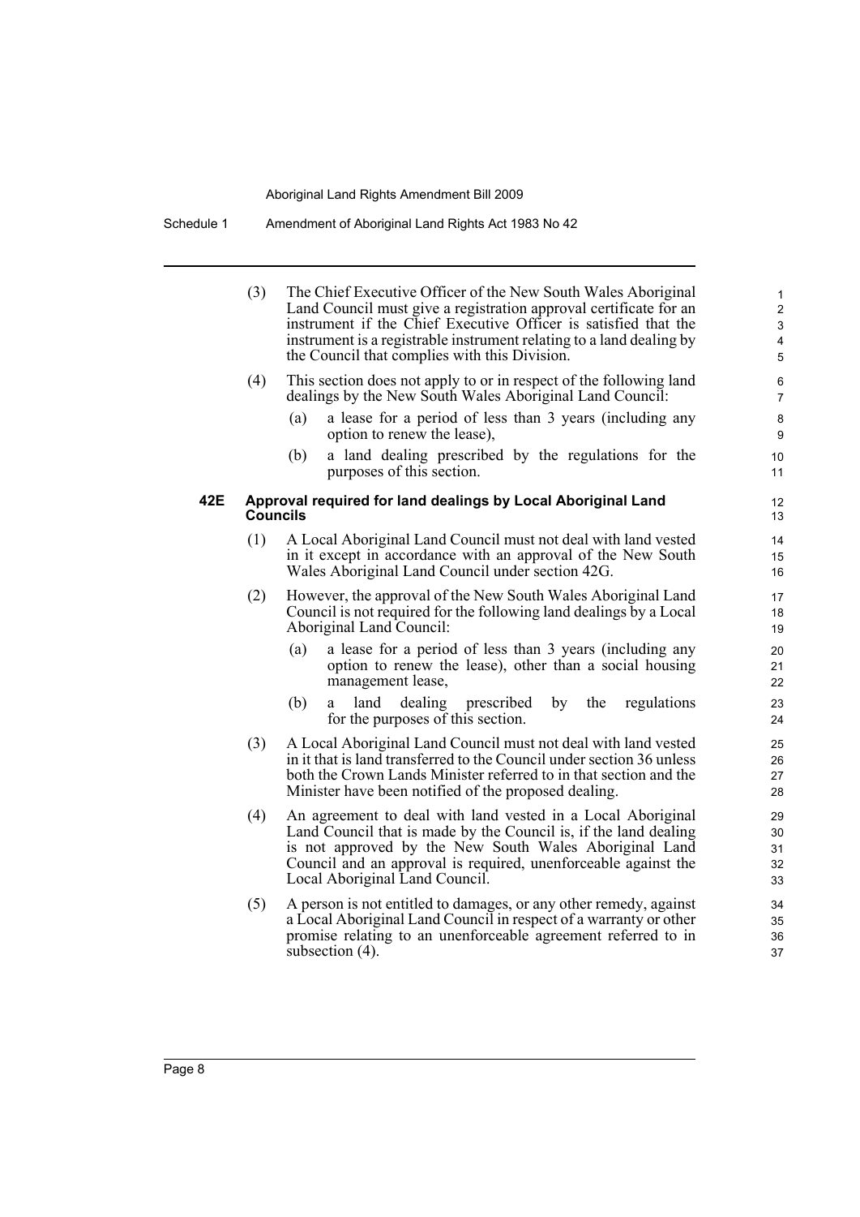(3) The Chief Executive Officer of the New South Wales Aboriginal Land Council must give a registration approval certificate for an instrument if the Chief Executive Officer is satisfied that the instrument is a registrable instrument relating to a land dealing by the Council that complies with this Division.

(4) This section does not apply to or in respect of the following land dealings by the New South Wales Aboriginal Land Council:

- (a) a lease for a period of less than 3 years (including any option to renew the lease),
- (b) a land dealing prescribed by the regulations for the purposes of this section.

### 42E Approval required for land dealings by Local Aboriginal Land Councils

(1) A Local Aboriginal Land Council must not deal with land vested in it except in accordance with an approval of the New South Wales Aboriginal Land Council under section 42G.

(2) However, the approval of the New South Wales Aboriginal Land Council is not required for the following land dealings by a Local Aboriginal Land Council:

- (a) a lease for a period of less than 3 years (including any option to renew the lease), other than a social housing management lease,
- (b) a land dealing prescribed by the regulations for the purposes of this section.

(3) A Local Aboriginal Land Council must not deal with land vested in it that is land transferred to the Council under section 36 unless both the Crown Lands Minister referred to in that section and the Minister have been notified of the proposed dealing.

(4) An agreement to deal with land vested in a Local Aboriginal Land Council that is made by the Council is, if the land dealing is not approved by the New South Wales Aboriginal Land Council and an approval is required, unenforceable against the Local Aboriginal Land Council.

(5) A person is not entitled to damages, or any other remedy, against a Local Aboriginal Land Council in respect of a warranty or other promise relating to an unenforceable agreement referred to in subsection (4).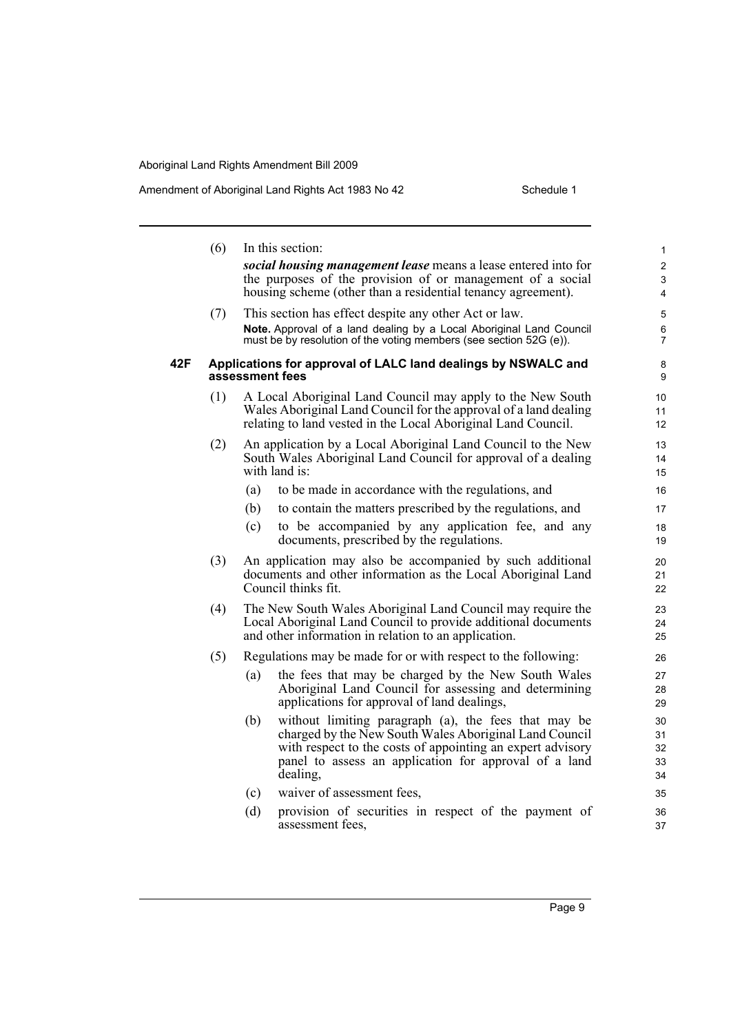(6) In this section:

***social housing management lease*** means a lease entered into for the purposes of the provision of or management of a social housing scheme (other than a residential tenancy agreement).

(7) This section has effect despite any other Act or law.

**Note.** Approval of a land dealing by a Local Aboriginal Land Council must be by resolution of the voting members (see section 52G (e)).

### 42F Applications for approval of LALC land dealings by NSWALC and assessment fees

(1) A Local Aboriginal Land Council may apply to the New South Wales Aboriginal Land Council for the approval of a land dealing relating to land vested in the Local Aboriginal Land Council.

(2) An application by a Local Aboriginal Land Council to the New South Wales Aboriginal Land Council for approval of a dealing with land is:

- (a) to be made in accordance with the regulations, and
- (b) to contain the matters prescribed by the regulations, and
- (c) to be accompanied by any application fee, and any documents, prescribed by the regulations.

(3) An application may also be accompanied by such additional documents and other information as the Local Aboriginal Land Council thinks fit.

(4) The New South Wales Aboriginal Land Council may require the Local Aboriginal Land Council to provide additional documents and other information in relation to an application.

(5) Regulations may be made for or with respect to the following:

- (a) the fees that may be charged by the New South Wales Aboriginal Land Council for assessing and determining applications for approval of land dealings,
- (b) without limiting paragraph (a), the fees that may be charged by the New South Wales Aboriginal Land Council with respect to the costs of appointing an expert advisory panel to assess an application for approval of a land dealing,
- (c) waiver of assessment fees,
- (d) provision of securities in respect of the payment of assessment fees,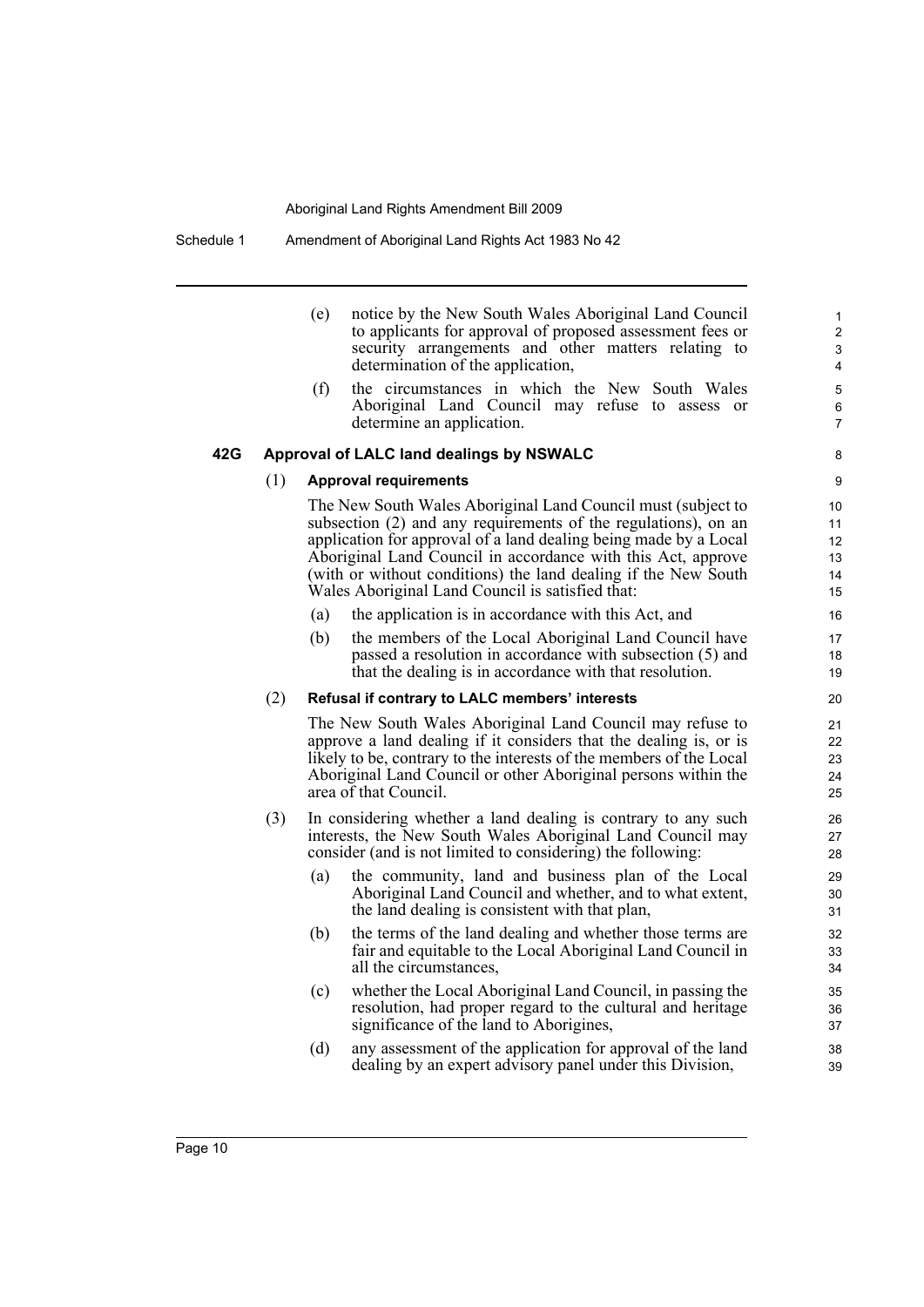(e) notice by the New South Wales Aboriginal Land Council to applicants for approval of proposed assessment fees or security arrangements and other matters relating to determination of the application,

(f) the circumstances in which the New South Wales Aboriginal Land Council may refuse to assess or determine an application.

### 42G Approval of LALC land dealings by NSWALC

(1) **Approval requirements**

The New South Wales Aboriginal Land Council must (subject to subsection (2) and any requirements of the regulations), on an application for approval of a land dealing being made by a Local Aboriginal Land Council in accordance with this Act, approve (with or without conditions) the land dealing if the New South Wales Aboriginal Land Council is satisfied that:

(a) the application is in accordance with this Act, and

(b) the members of the Local Aboriginal Land Council have passed a resolution in accordance with subsection (5) and that the dealing is in accordance with that resolution.

(2) **Refusal if contrary to LALC members' interests**

The New South Wales Aboriginal Land Council may refuse to approve a land dealing if it considers that the dealing is, or is likely to be, contrary to the interests of the members of the Local Aboriginal Land Council or other Aboriginal persons within the area of that Council.

(3) In considering whether a land dealing is contrary to any such interests, the New South Wales Aboriginal Land Council may consider (and is not limited to considering) the following:

(a) the community, land and business plan of the Local Aboriginal Land Council and whether, and to what extent, the land dealing is consistent with that plan,

(b) the terms of the land dealing and whether those terms are fair and equitable to the Local Aboriginal Land Council in all the circumstances,

(c) whether the Local Aboriginal Land Council, in passing the resolution, had proper regard to the cultural and heritage significance of the land to Aborigines,

(d) any assessment of the application for approval of the land dealing by an expert advisory panel under this Division,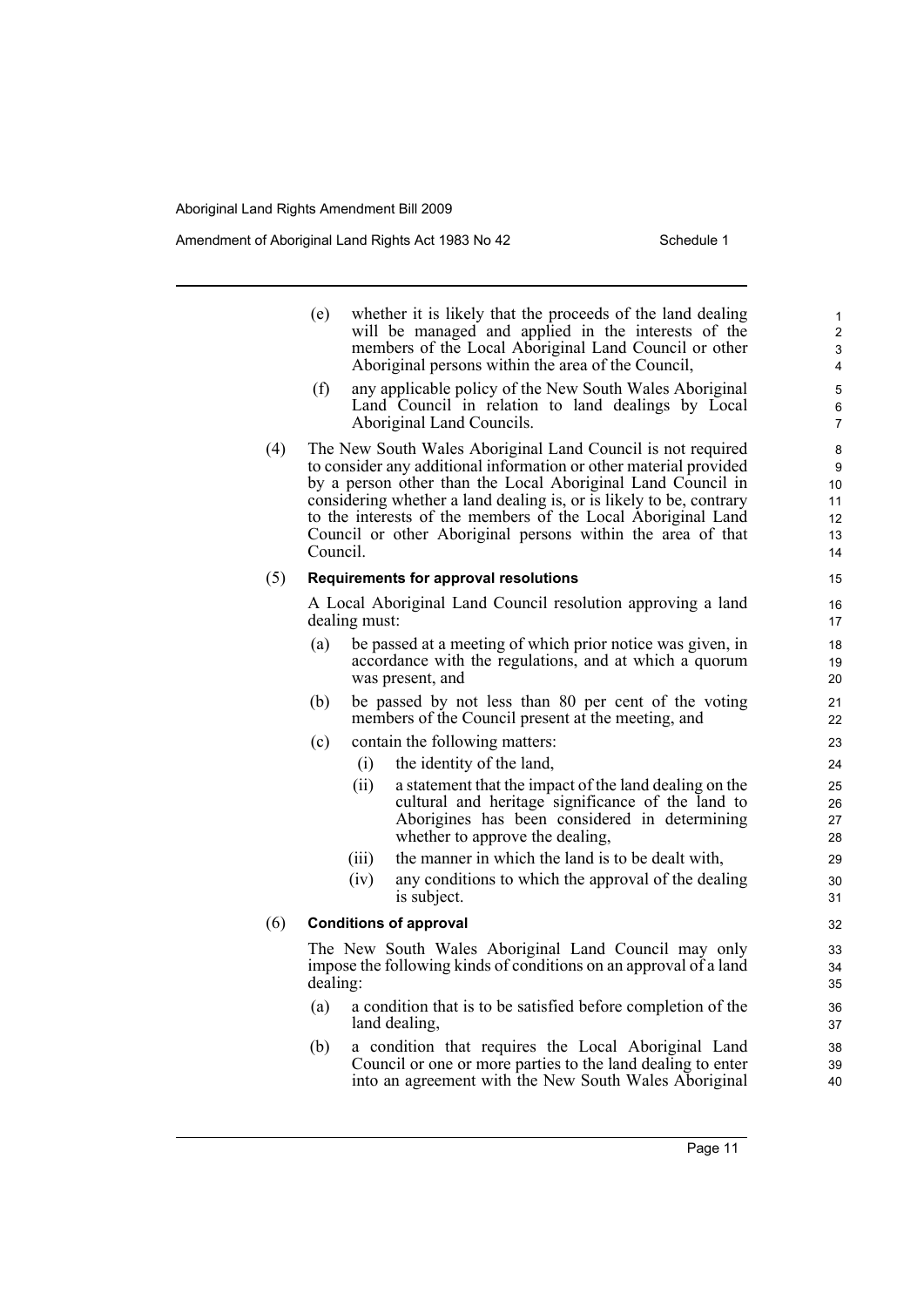(e) whether it is likely that the proceeds of the land dealing will be managed and applied in the interests of the members of the Local Aboriginal Land Council or other Aboriginal persons within the area of the Council,

(f) any applicable policy of the New South Wales Aboriginal Land Council in relation to land dealings by Local Aboriginal Land Councils.

(4) The New South Wales Aboriginal Land Council is not required to consider any additional information or other material provided by a person other than the Local Aboriginal Land Council in considering whether a land dealing is, or is likely to be, contrary to the interests of the members of the Local Aboriginal Land Council or other Aboriginal persons within the area of that Council.

(5) **Requirements for approval resolutions**

A Local Aboriginal Land Council resolution approving a land dealing must:

(a) be passed at a meeting of which prior notice was given, in accordance with the regulations, and at which a quorum was present, and

(b) be passed by not less than 80 per cent of the voting members of the Council present at the meeting, and

(c) contain the following matters:

(i) the identity of the land,

(ii) a statement that the impact of the land dealing on the cultural and heritage significance of the land to Aborigines has been considered in determining whether to approve the dealing,

(iii) the manner in which the land is to be dealt with,

(iv) any conditions to which the approval of the dealing is subject.

(6) **Conditions of approval**

The New South Wales Aboriginal Land Council may only impose the following kinds of conditions on an approval of a land dealing:

(a) a condition that is to be satisfied before completion of the land dealing,

(b) a condition that requires the Local Aboriginal Land Council or one or more parties to the land dealing to enter into an agreement with the New South Wales Aboriginal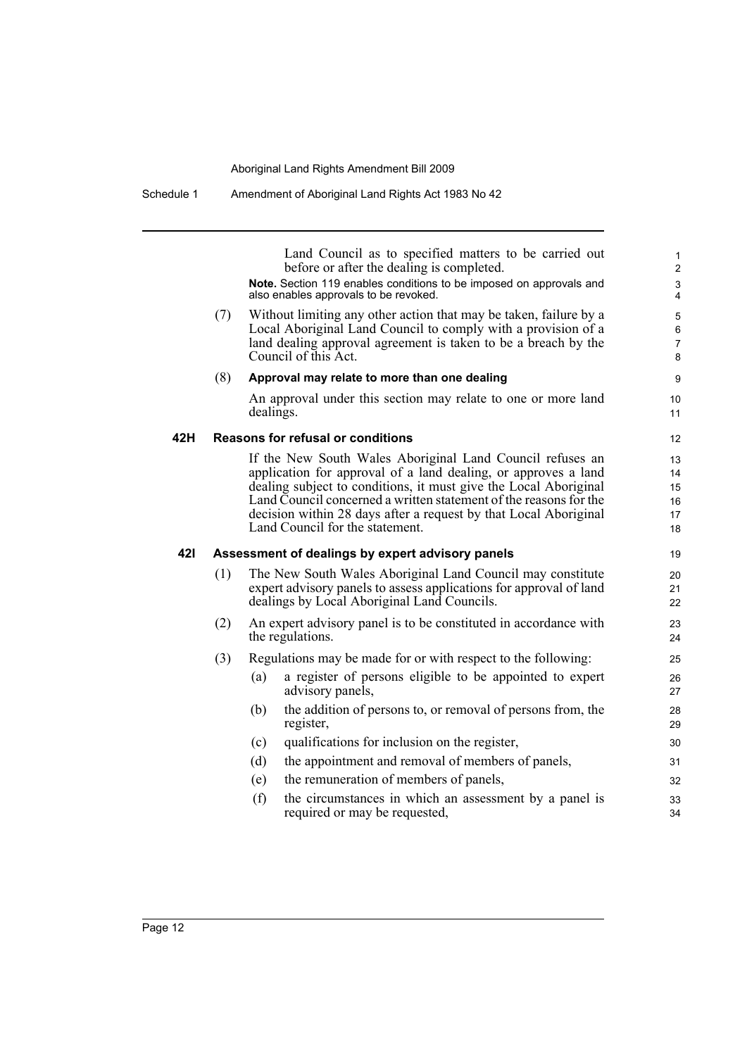Land Council as to specified matters to be carried out before or after the dealing is completed.

**Note.** Section 119 enables conditions to be imposed on approvals and also enables approvals to be revoked.

(7) Without limiting any other action that may be taken, failure by a Local Aboriginal Land Council to comply with a provision of a land dealing approval agreement is taken to be a breach by the Council of this Act.

(8) **Approval may relate to more than one dealing**

An approval under this section may relate to one or more land dealings.

**42H Reasons for refusal or conditions**

If the New South Wales Aboriginal Land Council refuses an application for approval of a land dealing, or approves a land dealing subject to conditions, it must give the Local Aboriginal Land Council concerned a written statement of the reasons for the decision within 28 days after a request by that Local Aboriginal Land Council for the statement.

**42I Assessment of dealings by expert advisory panels**

(1) The New South Wales Aboriginal Land Council may constitute expert advisory panels to assess applications for approval of land dealings by Local Aboriginal Land Councils.

(2) An expert advisory panel is to be constituted in accordance with the regulations.

(3) Regulations may be made for or with respect to the following:

(a) a register of persons eligible to be appointed to expert advisory panels,

(b) the addition of persons to, or removal of persons from, the register,

(c) qualifications for inclusion on the register,

(d) the appointment and removal of members of panels,

(e) the remuneration of members of panels,

(f) the circumstances in which an assessment by a panel is required or may be requested,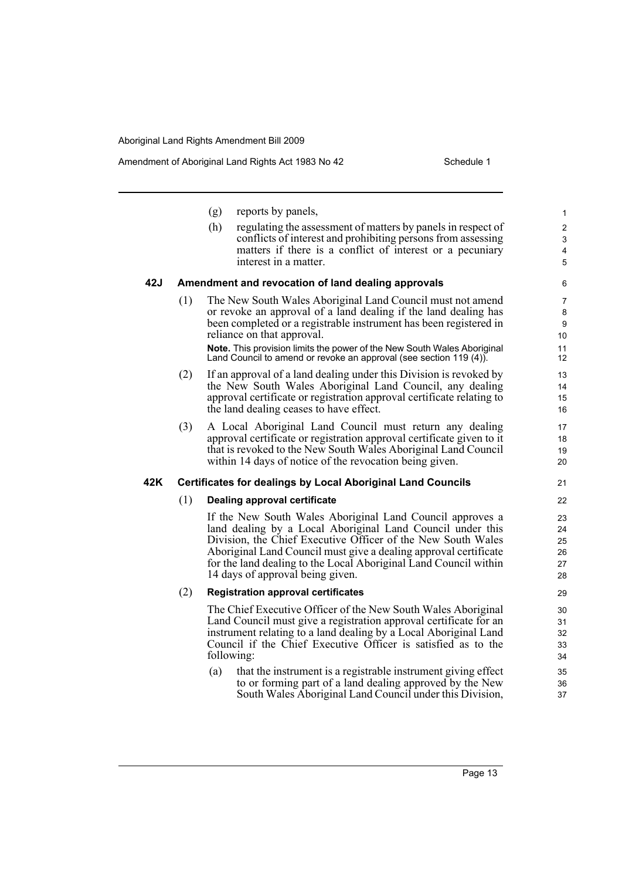(g) reports by panels,

(h) regulating the assessment of matters by panels in respect of conflicts of interest and prohibiting persons from assessing matters if there is a conflict of interest or a pecuniary interest in a matter.

### 42J Amendment and revocation of land dealing approvals

(1) The New South Wales Aboriginal Land Council must not amend or revoke an approval of a land dealing if the land dealing has been completed or a registrable instrument has been registered in reliance on that approval.

**Note.** This provision limits the power of the New South Wales Aboriginal Land Council to amend or revoke an approval (see section 119 (4)).

(2) If an approval of a land dealing under this Division is revoked by the New South Wales Aboriginal Land Council, any dealing approval certificate or registration approval certificate relating to the land dealing ceases to have effect.

(3) A Local Aboriginal Land Council must return any dealing approval certificate or registration approval certificate given to it that is revoked to the New South Wales Aboriginal Land Council within 14 days of notice of the revocation being given.

### 42K Certificates for dealings by Local Aboriginal Land Councils

(1) **Dealing approval certificate**

If the New South Wales Aboriginal Land Council approves a land dealing by a Local Aboriginal Land Council under this Division, the Chief Executive Officer of the New South Wales Aboriginal Land Council must give a dealing approval certificate for the land dealing to the Local Aboriginal Land Council within 14 days of approval being given.

(2) **Registration approval certificates**

The Chief Executive Officer of the New South Wales Aboriginal Land Council must give a registration approval certificate for an instrument relating to a land dealing by a Local Aboriginal Land Council if the Chief Executive Officer is satisfied as to the following:

(a) that the instrument is a registrable instrument giving effect to or forming part of a land dealing approved by the New South Wales Aboriginal Land Council under this Division,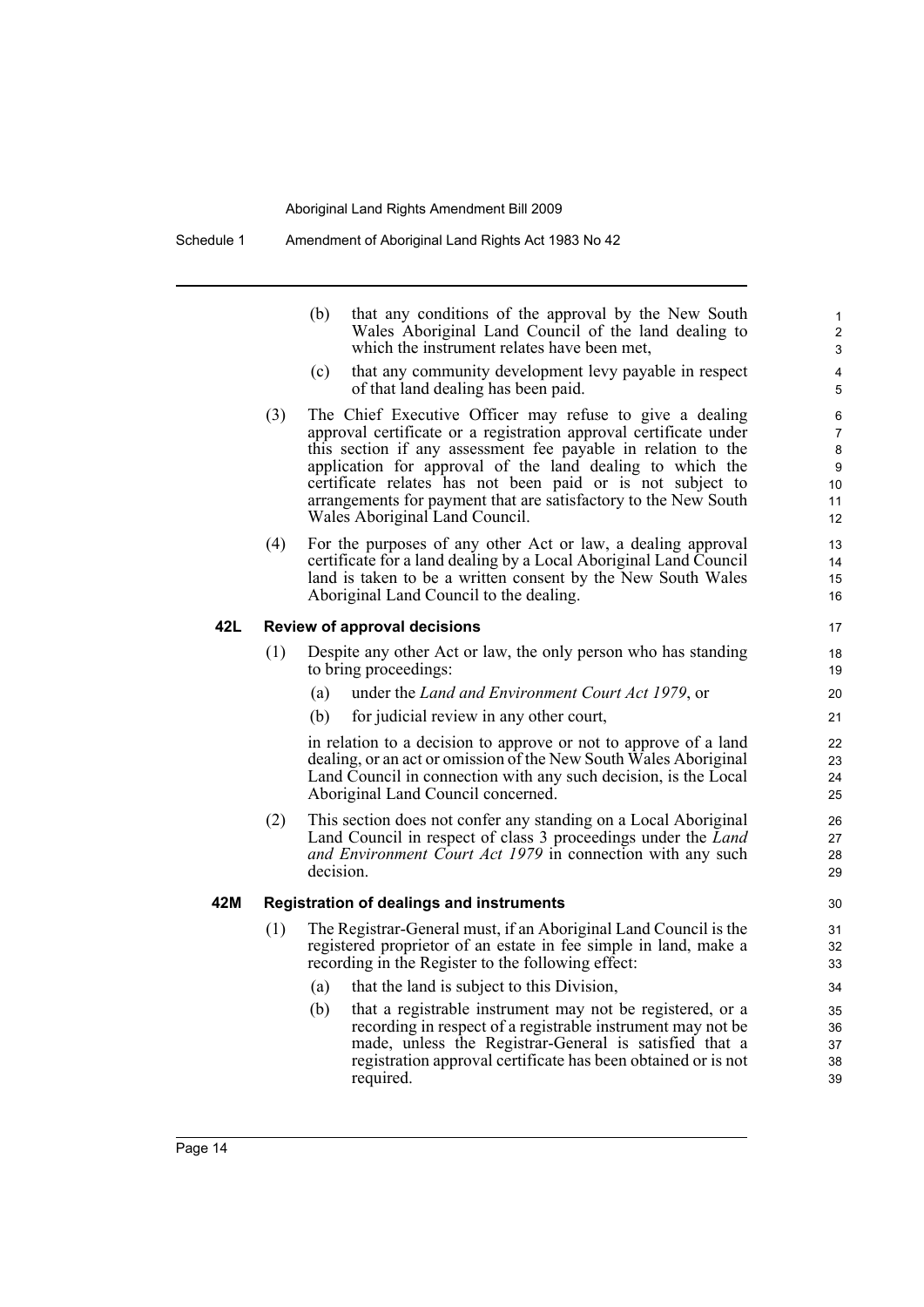(b) that any conditions of the approval by the New South Wales Aboriginal Land Council of the land dealing to which the instrument relates have been met,

(c) that any community development levy payable in respect of that land dealing has been paid.

(3) The Chief Executive Officer may refuse to give a dealing approval certificate or a registration approval certificate under this section if any assessment fee payable in relation to the application for approval of the land dealing to which the certificate relates has not been paid or is not subject to arrangements for payment that are satisfactory to the New South Wales Aboriginal Land Council.

(4) For the purposes of any other Act or law, a dealing approval certificate for a land dealing by a Local Aboriginal Land Council land is taken to be a written consent by the New South Wales Aboriginal Land Council to the dealing.

**42L Review of approval decisions**

(1) Despite any other Act or law, the only person who has standing to bring proceedings:

(a) under the *Land and Environment Court Act 1979*, or

(b) for judicial review in any other court,

in relation to a decision to approve or not to approve of a land dealing, or an act or omission of the New South Wales Aboriginal Land Council in connection with any such decision, is the Local Aboriginal Land Council concerned.

(2) This section does not confer any standing on a Local Aboriginal Land Council in respect of class 3 proceedings under the *Land and Environment Court Act 1979* in connection with any such decision.

**42M Registration of dealings and instruments**

(1) The Registrar-General must, if an Aboriginal Land Council is the registered proprietor of an estate in fee simple in land, make a recording in the Register to the following effect:

(a) that the land is subject to this Division,

(b) that a registrable instrument may not be registered, or a recording in respect of a registrable instrument may not be made, unless the Registrar-General is satisfied that a registration approval certificate has been obtained or is not required.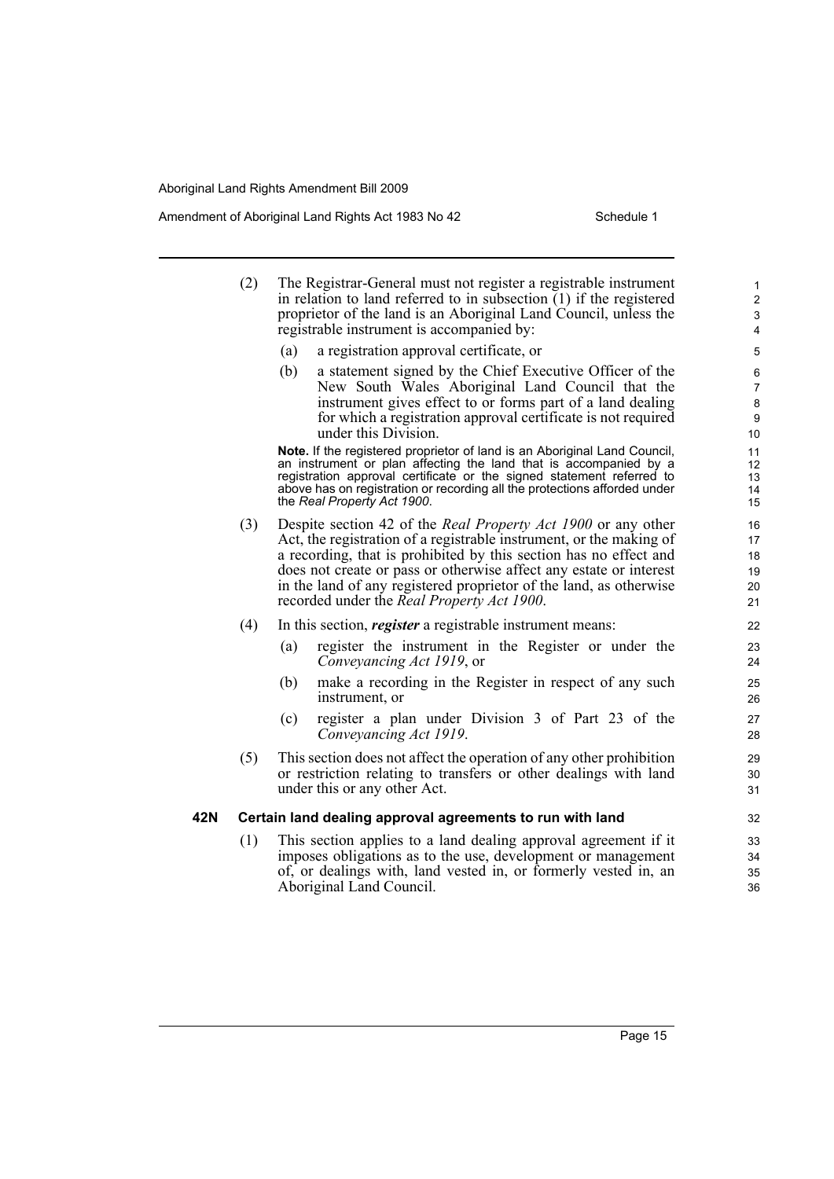(2) The Registrar-General must not register a registrable instrument in relation to land referred to in subsection (1) if the registered proprietor of the land is an Aboriginal Land Council, unless the registrable instrument is accompanied by:

   (a) a registration approval certificate, or

   (b) a statement signed by the Chief Executive Officer of the New South Wales Aboriginal Land Council that the instrument gives effect to or forms part of a land dealing for which a registration approval certificate is not required under this Division.

**Note.** If the registered proprietor of land is an Aboriginal Land Council, an instrument or plan affecting the land that is accompanied by a registration approval certificate or the signed statement referred to above has on registration or recording all the protections afforded under the *Real Property Act 1900*.

(3) Despite section 42 of the *Real Property Act 1900* or any other Act, the registration of a registrable instrument, or the making of a recording, that is prohibited by this section has no effect and does not create or pass or otherwise affect any estate or interest in the land of any registered proprietor of the land, as otherwise recorded under the *Real Property Act 1900*.

(4) In this section, ***register*** a registrable instrument means:

   (a) register the instrument in the Register or under the *Conveyancing Act 1919*, or

   (b) make a recording in the Register in respect of any such instrument, or

   (c) register a plan under Division 3 of Part 23 of the *Conveyancing Act 1919*.

(5) This section does not affect the operation of any other prohibition or restriction relating to transfers or other dealings with land under this or any other Act.

### 42N Certain land dealing approval agreements to run with land

(1) This section applies to a land dealing approval agreement if it imposes obligations as to the use, development or management of, or dealings with, land vested in, or formerly vested in, an Aboriginal Land Council.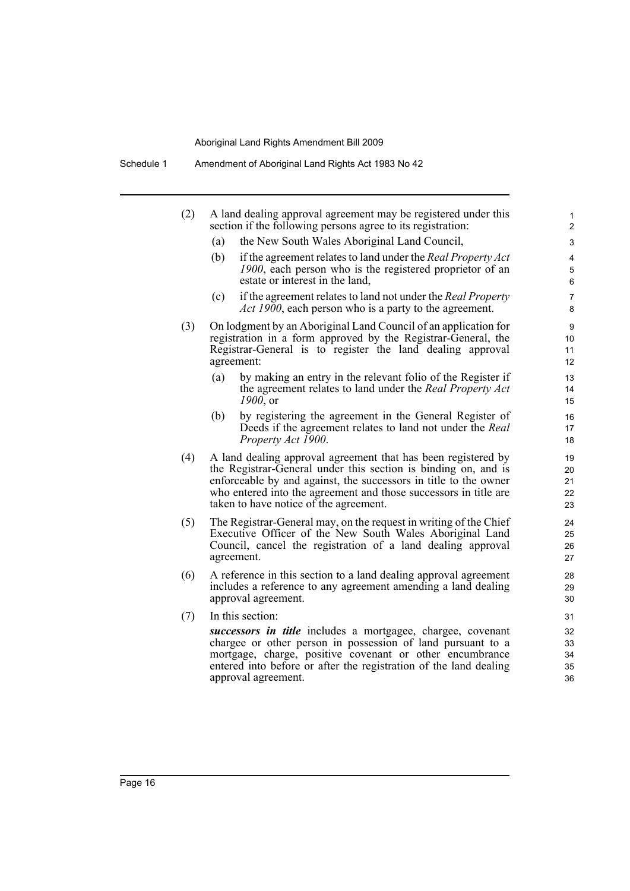(2) A land dealing approval agreement may be registered under this section if the following persons agree to its registration:

(a) the New South Wales Aboriginal Land Council,

(b) if the agreement relates to land under the *Real Property Act 1900*, each person who is the registered proprietor of an estate or interest in the land,

(c) if the agreement relates to land not under the *Real Property Act 1900*, each person who is a party to the agreement.

(3) On lodgment by an Aboriginal Land Council of an application for registration in a form approved by the Registrar-General, the Registrar-General is to register the land dealing approval agreement:

(a) by making an entry in the relevant folio of the Register if the agreement relates to land under the *Real Property Act 1900*, or

(b) by registering the agreement in the General Register of Deeds if the agreement relates to land not under the *Real Property Act 1900*.

(4) A land dealing approval agreement that has been registered by the Registrar-General under this section is binding on, and is enforceable by and against, the successors in title to the owner who entered into the agreement and those successors in title are taken to have notice of the agreement.

(5) The Registrar-General may, on the request in writing of the Chief Executive Officer of the New South Wales Aboriginal Land Council, cancel the registration of a land dealing approval agreement.

(6) A reference in this section to a land dealing approval agreement includes a reference to any agreement amending a land dealing approval agreement.

(7) In this section:

***successors in title*** includes a mortgagee, chargee, covenant chargee or other person in possession of land pursuant to a mortgage, charge, positive covenant or other encumbrance entered into before or after the registration of the land dealing approval agreement.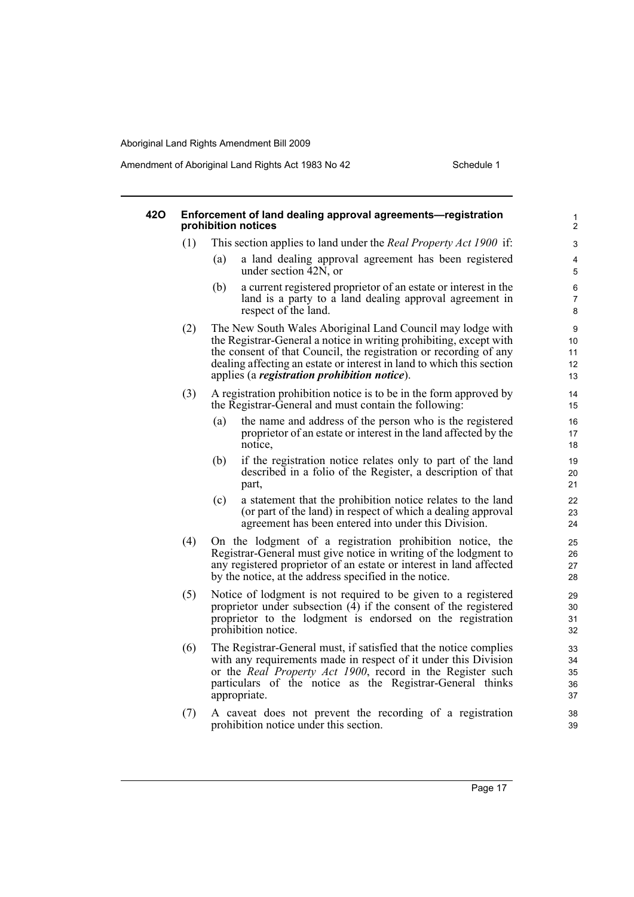#### 42O Enforcement of land dealing approval agreements—registration prohibition notices

(1) This section applies to land under the *Real Property Act 1900* if:

(a) a land dealing approval agreement has been registered under section 42N, or

(b) a current registered proprietor of an estate or interest in the land is a party to a land dealing approval agreement in respect of the land.

(2) The New South Wales Aboriginal Land Council may lodge with the Registrar-General a notice in writing prohibiting, except with the consent of that Council, the registration or recording of any dealing affecting an estate or interest in land to which this section applies (a ***registration prohibition notice***).

(3) A registration prohibition notice is to be in the form approved by the Registrar-General and must contain the following:

(a) the name and address of the person who is the registered proprietor of an estate or interest in the land affected by the notice,

(b) if the registration notice relates only to part of the land described in a folio of the Register, a description of that part,

(c) a statement that the prohibition notice relates to the land (or part of the land) in respect of which a dealing approval agreement has been entered into under this Division.

(4) On the lodgment of a registration prohibition notice, the Registrar-General must give notice in writing of the lodgment to any registered proprietor of an estate or interest in land affected by the notice, at the address specified in the notice.

(5) Notice of lodgment is not required to be given to a registered proprietor under subsection (4) if the consent of the registered proprietor to the lodgment is endorsed on the registration prohibition notice.

(6) The Registrar-General must, if satisfied that the notice complies with any requirements made in respect of it under this Division or the *Real Property Act 1900*, record in the Register such particulars of the notice as the Registrar-General thinks appropriate.

(7) A caveat does not prevent the recording of a registration prohibition notice under this section.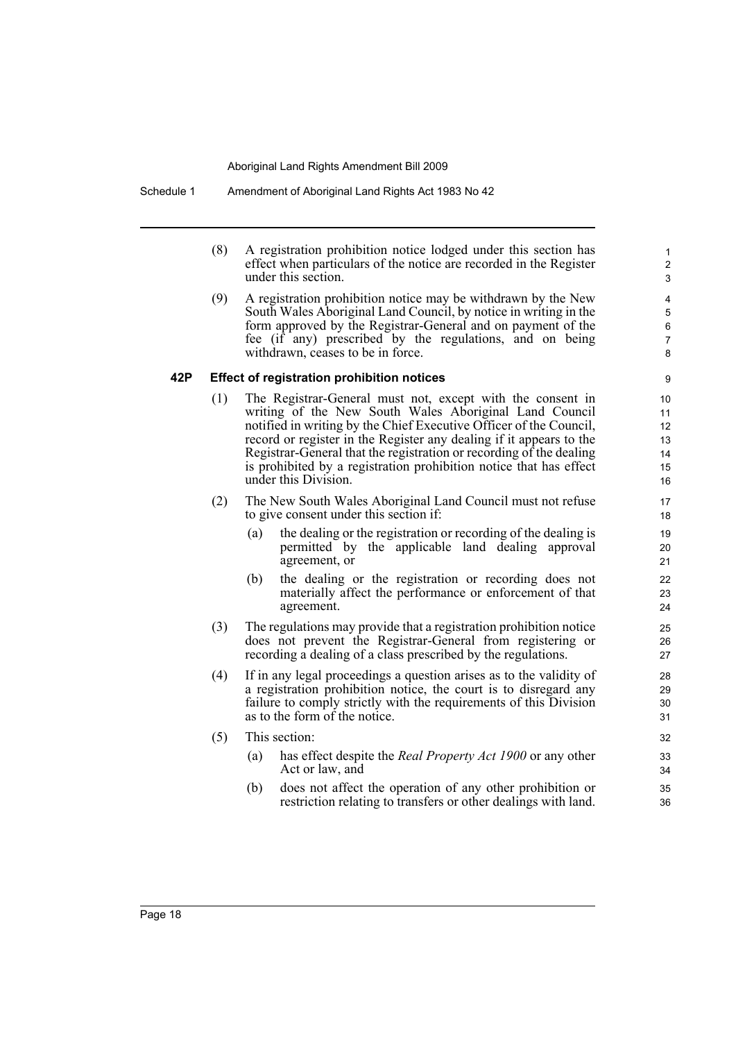(8) A registration prohibition notice lodged under this section has effect when particulars of the notice are recorded in the Register under this section.

(9) A registration prohibition notice may be withdrawn by the New South Wales Aboriginal Land Council, by notice in writing in the form approved by the Registrar-General and on payment of the fee (if any) prescribed by the regulations, and on being withdrawn, ceases to be in force.

**42P Effect of registration prohibition notices**

(1) The Registrar-General must not, except with the consent in writing of the New South Wales Aboriginal Land Council notified in writing by the Chief Executive Officer of the Council, record or register in the Register any dealing if it appears to the Registrar-General that the registration or recording of the dealing is prohibited by a registration prohibition notice that has effect under this Division.

(2) The New South Wales Aboriginal Land Council must not refuse to give consent under this section if:

(a) the dealing or the registration or recording of the dealing is permitted by the applicable land dealing approval agreement, or

(b) the dealing or the registration or recording does not materially affect the performance or enforcement of that agreement.

(3) The regulations may provide that a registration prohibition notice does not prevent the Registrar-General from registering or recording a dealing of a class prescribed by the regulations.

(4) If in any legal proceedings a question arises as to the validity of a registration prohibition notice, the court is to disregard any failure to comply strictly with the requirements of this Division as to the form of the notice.

(5) This section:

(a) has effect despite the *Real Property Act 1900* or any other Act or law, and

(b) does not affect the operation of any other prohibition or restriction relating to transfers or other dealings with land.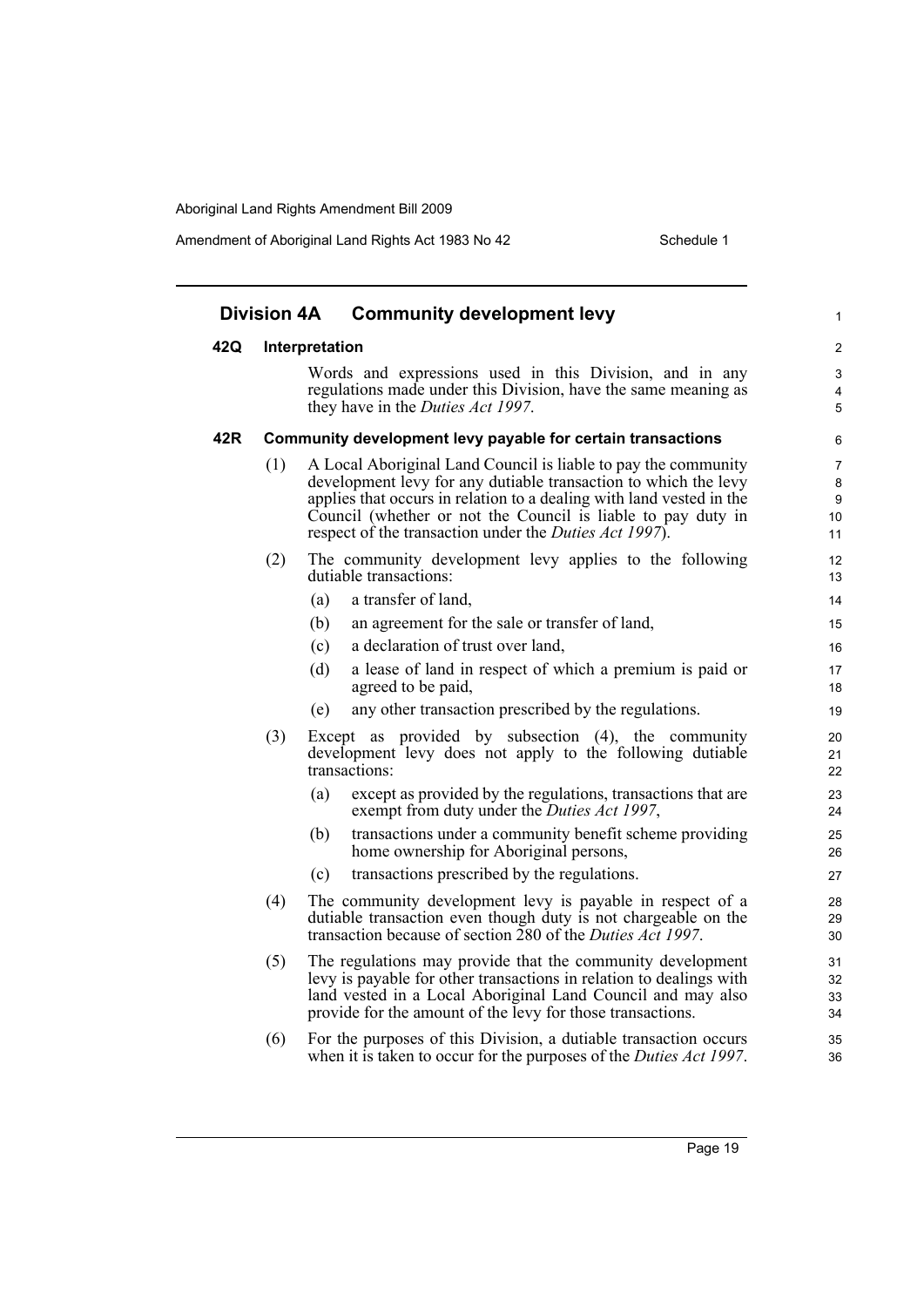## Division 4A Community development levy

### 42Q Interpretation

Words and expressions used in this Division, and in any regulations made under this Division, have the same meaning as they have in the *Duties Act 1997*.

### 42R Community development levy payable for certain transactions

(1) A Local Aboriginal Land Council is liable to pay the community development levy for any dutiable transaction to which the levy applies that occurs in relation to a dealing with land vested in the Council (whether or not the Council is liable to pay duty in respect of the transaction under the *Duties Act 1997*).

(2) The community development levy applies to the following dutiable transactions:

- (a) a transfer of land,
- (b) an agreement for the sale or transfer of land,
- (c) a declaration of trust over land,
- (d) a lease of land in respect of which a premium is paid or agreed to be paid,
- (e) any other transaction prescribed by the regulations.

(3) Except as provided by subsection (4), the community development levy does not apply to the following dutiable transactions:

- (a) except as provided by the regulations, transactions that are exempt from duty under the *Duties Act 1997*,
- (b) transactions under a community benefit scheme providing home ownership for Aboriginal persons,
- (c) transactions prescribed by the regulations.

(4) The community development levy is payable in respect of a dutiable transaction even though duty is not chargeable on the transaction because of section 280 of the *Duties Act 1997*.

(5) The regulations may provide that the community development levy is payable for other transactions in relation to dealings with land vested in a Local Aboriginal Land Council and may also provide for the amount of the levy for those transactions.

(6) For the purposes of this Division, a dutiable transaction occurs when it is taken to occur for the purposes of the *Duties Act 1997*.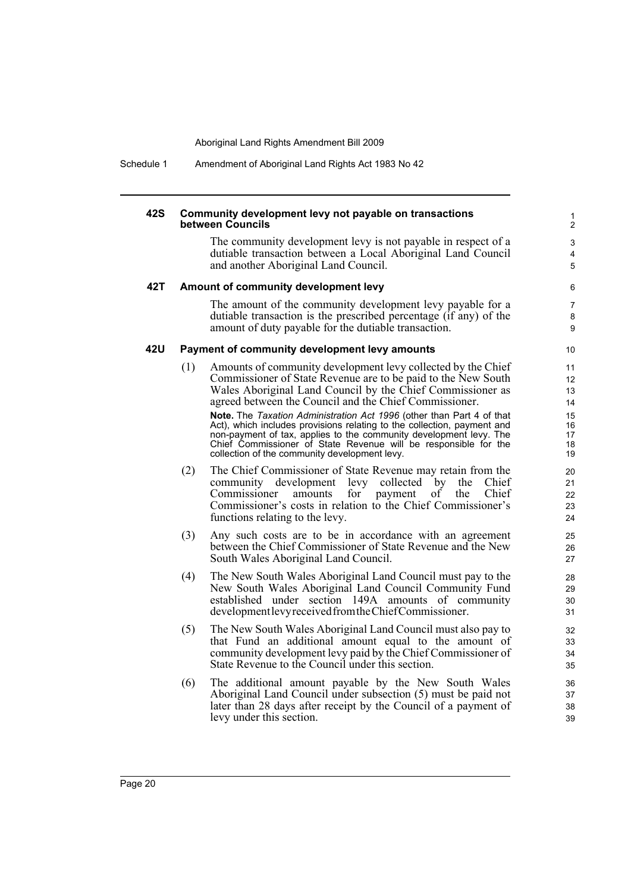### 42S Community development levy not payable on transactions between Councils

The community development levy is not payable in respect of a dutiable transaction between a Local Aboriginal Land Council and another Aboriginal Land Council.

### 42T Amount of community development levy

The amount of the community development levy payable for a dutiable transaction is the prescribed percentage (if any) of the amount of duty payable for the dutiable transaction.

### 42U Payment of community development levy amounts

(1) Amounts of community development levy collected by the Chief Commissioner of State Revenue are to be paid to the New South Wales Aboriginal Land Council by the Chief Commissioner as agreed between the Council and the Chief Commissioner.

**Note.** The *Taxation Administration Act 1996* (other than Part 4 of that Act), which includes provisions relating to the collection, payment and non-payment of tax, applies to the community development levy. The Chief Commissioner of State Revenue will be responsible for the collection of the community development levy.

(2) The Chief Commissioner of State Revenue may retain from the community development levy collected by the Chief Commissioner amounts for payment of the Chief Commissioner's costs in relation to the Chief Commissioner's functions relating to the levy.

(3) Any such costs are to be in accordance with an agreement between the Chief Commissioner of State Revenue and the New South Wales Aboriginal Land Council.

(4) The New South Wales Aboriginal Land Council must pay to the New South Wales Aboriginal Land Council Community Fund established under section 149A amounts of community development levy received from the Chief Commissioner.

(5) The New South Wales Aboriginal Land Council must also pay to that Fund an additional amount equal to the amount of community development levy paid by the Chief Commissioner of State Revenue to the Council under this section.

(6) The additional amount payable by the New South Wales Aboriginal Land Council under subsection (5) must be paid not later than 28 days after receipt by the Council of a payment of levy under this section.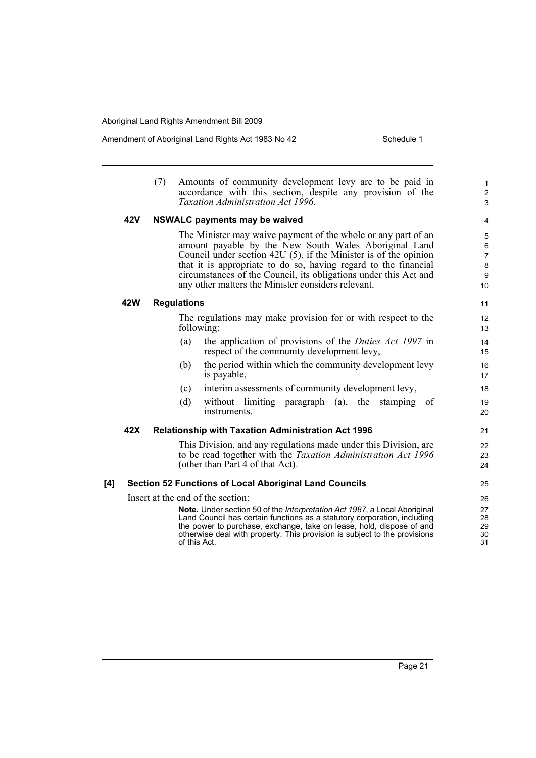(7) Amounts of community development levy are to be paid in accordance with this section, despite any provision of the *Taxation Administration Act 1996*.

### 42V NSWALC payments may be waived

The Minister may waive payment of the whole or any part of an amount payable by the New South Wales Aboriginal Land Council under section 42U (5), if the Minister is of the opinion that it is appropriate to do so, having regard to the financial circumstances of the Council, its obligations under this Act and any other matters the Minister considers relevant.

### 42W Regulations

The regulations may make provision for or with respect to the following:

(a) the application of provisions of the *Duties Act 1997* in respect of the community development levy,

(b) the period within which the community development levy is payable,

(c) interim assessments of community development levy,

(d) without limiting paragraph (a), the stamping of instruments.

### 42X Relationship with Taxation Administration Act 1996

This Division, and any regulations made under this Division, are to be read together with the *Taxation Administration Act 1996* (other than Part 4 of that Act).

## [4] Section 52 Functions of Local Aboriginal Land Councils

Insert at the end of the section:

**Note.** Under section 50 of the *Interpretation Act 1987*, a Local Aboriginal Land Council has certain functions as a statutory corporation, including the power to purchase, exchange, take on lease, hold, dispose of and otherwise deal with property. This provision is subject to the provisions of this Act.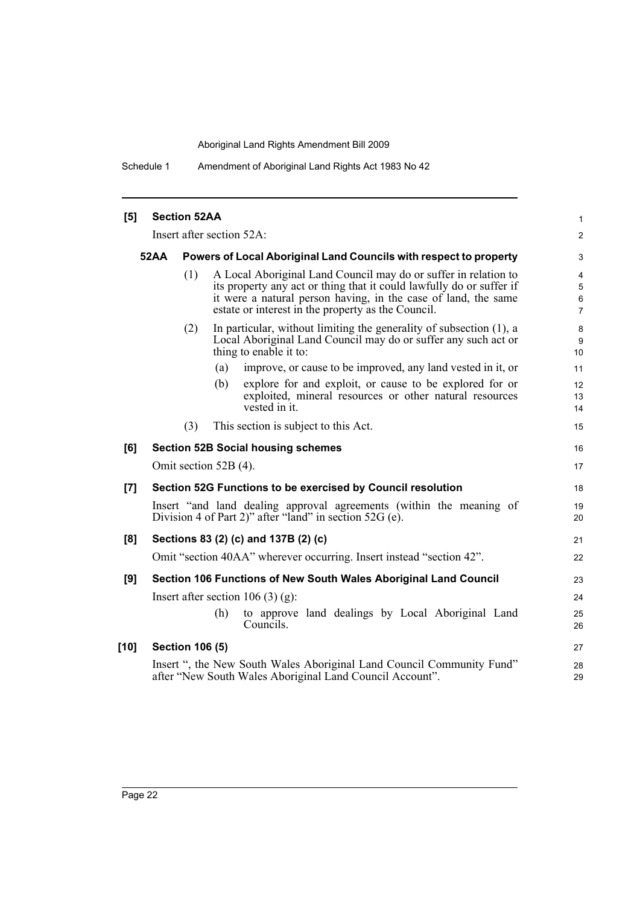**[5] Section 52AA**

Insert after section 52A:

**52AA Powers of Local Aboriginal Land Councils with respect to property**

(1) A Local Aboriginal Land Council may do or suffer in relation to its property any act or thing that it could lawfully do or suffer if it were a natural person having, in the case of land, the same estate or interest in the property as the Council.

(2) In particular, without limiting the generality of subsection (1), a Local Aboriginal Land Council may do or suffer any such act or thing to enable it to:

(a) improve, or cause to be improved, any land vested in it, or

(b) explore for and exploit, or cause to be explored for or exploited, mineral resources or other natural resources vested in it.

(3) This section is subject to this Act.

**[6] Section 52B Social housing schemes**

Omit section 52B (4).

**[7] Section 52G Functions to be exercised by Council resolution**

Insert "and land dealing approval agreements (within the meaning of Division 4 of Part 2)" after "land" in section 52G (e).

**[8] Sections 83 (2) (c) and 137B (2) (c)**

Omit "section 40AA" wherever occurring. Insert instead "section 42".

**[9] Section 106 Functions of New South Wales Aboriginal Land Council**

Insert after section 106 (3) (g):

(h) to approve land dealings by Local Aboriginal Land Councils.

**[10] Section 106 (5)**

Insert ", the New South Wales Aboriginal Land Council Community Fund" after "New South Wales Aboriginal Land Council Account".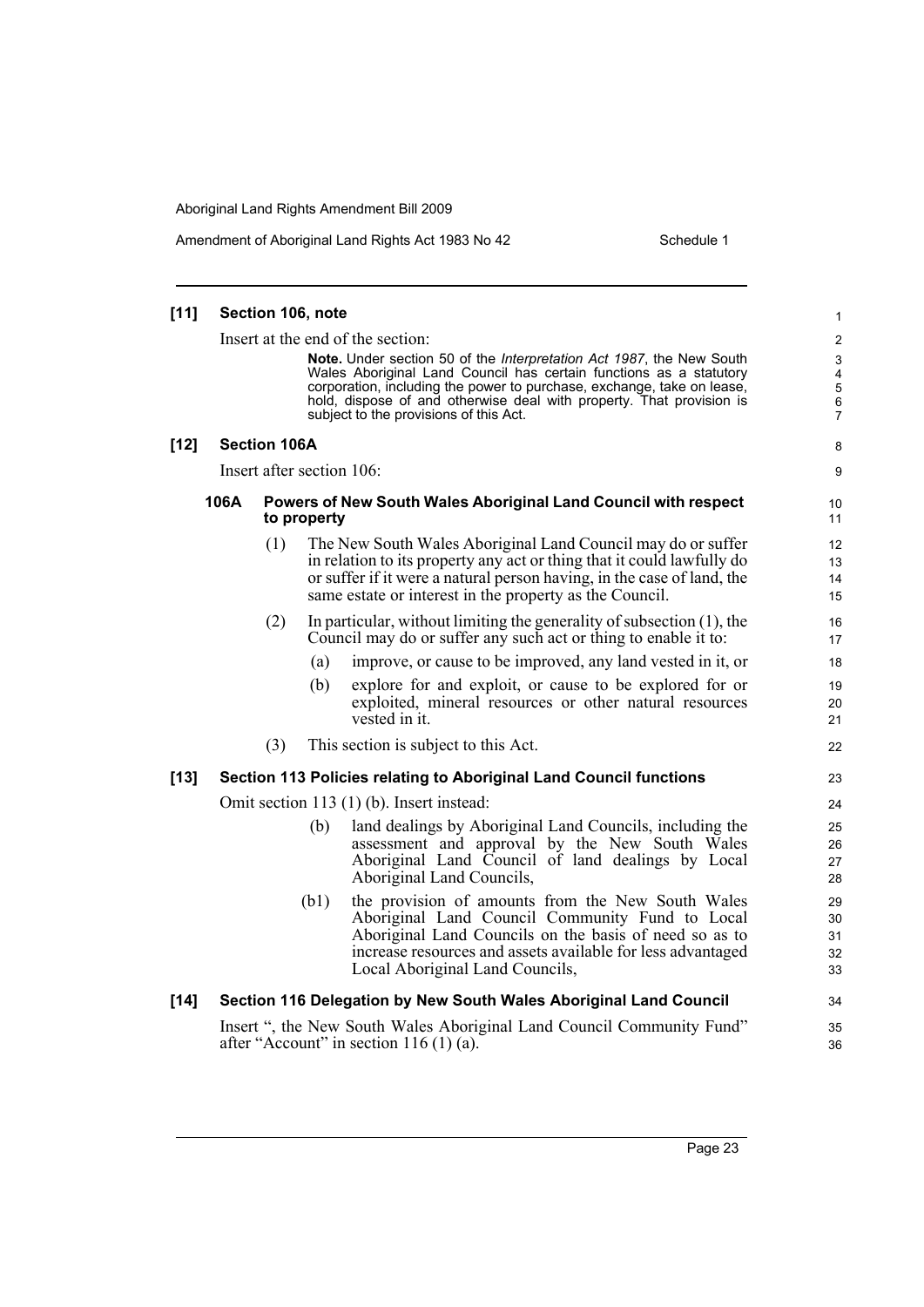**[11] Section 106, note**

Insert at the end of the section:

> **Note.** Under section 50 of the *Interpretation Act 1987*, the New South Wales Aboriginal Land Council has certain functions as a statutory corporation, including the power to purchase, exchange, take on lease, hold, dispose of and otherwise deal with property. That provision is subject to the provisions of this Act.

**[12] Section 106A**

Insert after section 106:

**106A Powers of New South Wales Aboriginal Land Council with respect to property**

(1) The New South Wales Aboriginal Land Council may do or suffer in relation to its property any act or thing that it could lawfully do or suffer if it were a natural person having, in the case of land, the same estate or interest in the property as the Council.

(2) In particular, without limiting the generality of subsection (1), the Council may do or suffer any such act or thing to enable it to:

(a) improve, or cause to be improved, any land vested in it, or

(b) explore for and exploit, or cause to be explored for or exploited, mineral resources or other natural resources vested in it.

(3) This section is subject to this Act.

**[13] Section 113 Policies relating to Aboriginal Land Council functions**

Omit section 113 (1) (b). Insert instead:

(b) land dealings by Aboriginal Land Councils, including the assessment and approval by the New South Wales Aboriginal Land Council of land dealings by Local Aboriginal Land Councils,

(b1) the provision of amounts from the New South Wales Aboriginal Land Council Community Fund to Local Aboriginal Land Councils on the basis of need so as to increase resources and assets available for less advantaged Local Aboriginal Land Councils,

**[14] Section 116 Delegation by New South Wales Aboriginal Land Council**

Insert ", the New South Wales Aboriginal Land Council Community Fund" after "Account" in section 116 (1) (a).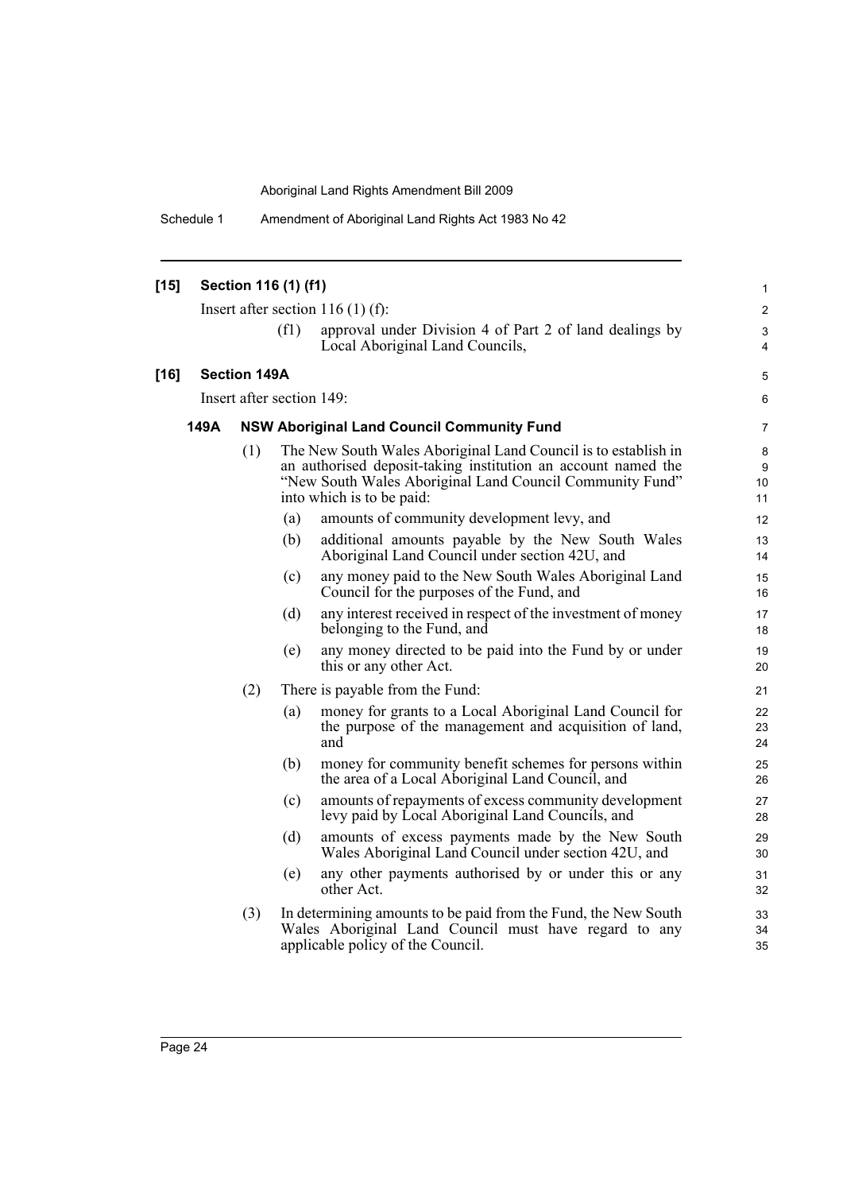**[15] Section 116 (1) (f1)**

Insert after section 116 (1) (f):

(f1) approval under Division 4 of Part 2 of land dealings by Local Aboriginal Land Councils,

**[16] Section 149A**

Insert after section 149:

**149A NSW Aboriginal Land Council Community Fund**

(1) The New South Wales Aboriginal Land Council is to establish in an authorised deposit-taking institution an account named the "New South Wales Aboriginal Land Council Community Fund" into which is to be paid:

(a) amounts of community development levy, and

(b) additional amounts payable by the New South Wales Aboriginal Land Council under section 42U, and

(c) any money paid to the New South Wales Aboriginal Land Council for the purposes of the Fund, and

(d) any interest received in respect of the investment of money belonging to the Fund, and

(e) any money directed to be paid into the Fund by or under this or any other Act.

(2) There is payable from the Fund:

(a) money for grants to a Local Aboriginal Land Council for the purpose of the management and acquisition of land, and

(b) money for community benefit schemes for persons within the area of a Local Aboriginal Land Council, and

(c) amounts of repayments of excess community development levy paid by Local Aboriginal Land Councils, and

(d) amounts of excess payments made by the New South Wales Aboriginal Land Council under section 42U, and

(e) any other payments authorised by or under this or any other Act.

(3) In determining amounts to be paid from the Fund, the New South Wales Aboriginal Land Council must have regard to any applicable policy of the Council.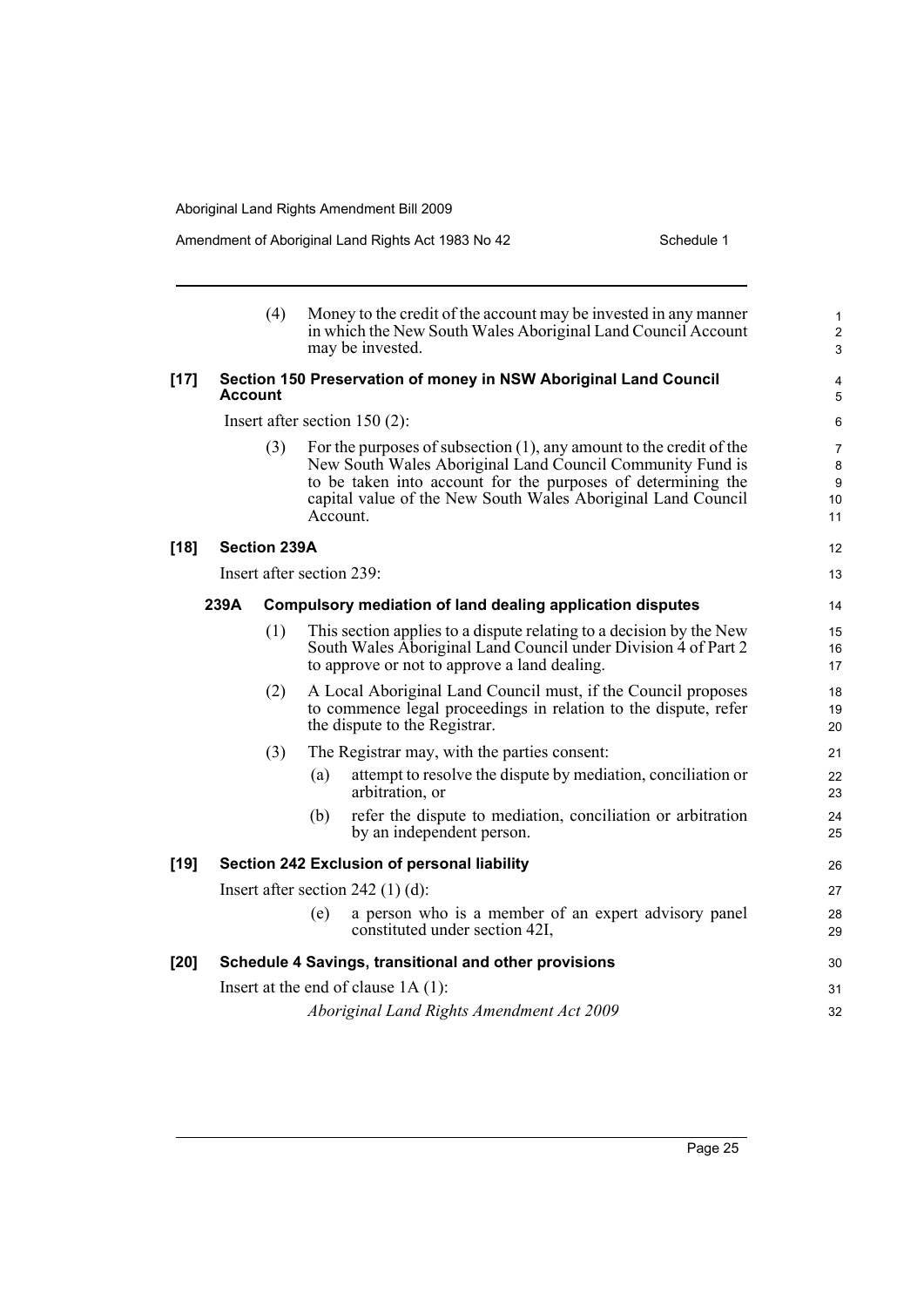(4) Money to the credit of the account may be invested in any manner in which the New South Wales Aboriginal Land Council Account may be invested.

**[17] Section 150 Preservation of money in NSW Aboriginal Land Council Account**

Insert after section 150 (2):

(3) For the purposes of subsection (1), any amount to the credit of the New South Wales Aboriginal Land Council Community Fund is to be taken into account for the purposes of determining the capital value of the New South Wales Aboriginal Land Council Account.

**[18] Section 239A**

Insert after section 239:

**239A Compulsory mediation of land dealing application disputes**

(1) This section applies to a dispute relating to a decision by the New South Wales Aboriginal Land Council under Division 4 of Part 2 to approve or not to approve a land dealing.

(2) A Local Aboriginal Land Council must, if the Council proposes to commence legal proceedings in relation to the dispute, refer the dispute to the Registrar.

(3) The Registrar may, with the parties consent:

(a) attempt to resolve the dispute by mediation, conciliation or arbitration, or

(b) refer the dispute to mediation, conciliation or arbitration by an independent person.

**[19] Section 242 Exclusion of personal liability**

Insert after section 242 (1) (d):

(e) a person who is a member of an expert advisory panel constituted under section 42I,

**[20] Schedule 4 Savings, transitional and other provisions**

Insert at the end of clause 1A (1):

*Aboriginal Land Rights Amendment Act 2009*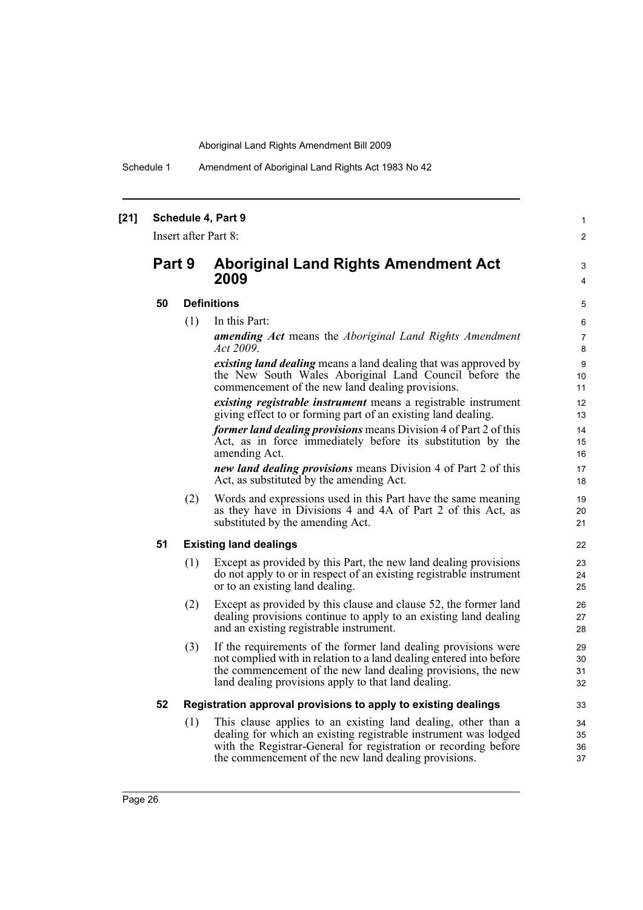**[21] Schedule 4, Part 9**

Insert after Part 8:

## Part 9 Aboriginal Land Rights Amendment Act 2009

### 50 Definitions

(1) In this Part:

***amending Act*** means the *Aboriginal Land Rights Amendment Act 2009*.

***existing land dealing*** means a land dealing that was approved by the New South Wales Aboriginal Land Council before the commencement of the new land dealing provisions.

***existing registrable instrument*** means a registrable instrument giving effect to or forming part of an existing land dealing.

***former land dealing provisions*** means Division 4 of Part 2 of this Act, as in force immediately before its substitution by the amending Act.

***new land dealing provisions*** means Division 4 of Part 2 of this Act, as substituted by the amending Act.

(2) Words and expressions used in this Part have the same meaning as they have in Divisions 4 and 4A of Part 2 of this Act, as substituted by the amending Act.

### 51 Existing land dealings

(1) Except as provided by this Part, the new land dealing provisions do not apply to or in respect of an existing registrable instrument or to an existing land dealing.

(2) Except as provided by this clause and clause 52, the former land dealing provisions continue to apply to an existing land dealing and an existing registrable instrument.

(3) If the requirements of the former land dealing provisions were not complied with in relation to a land dealing entered into before the commencement of the new land dealing provisions, the new land dealing provisions apply to that land dealing.

### 52 Registration approval provisions to apply to existing dealings

(1) This clause applies to an existing land dealing, other than a dealing for which an existing registrable instrument was lodged with the Registrar-General for registration or recording before the commencement of the new land dealing provisions.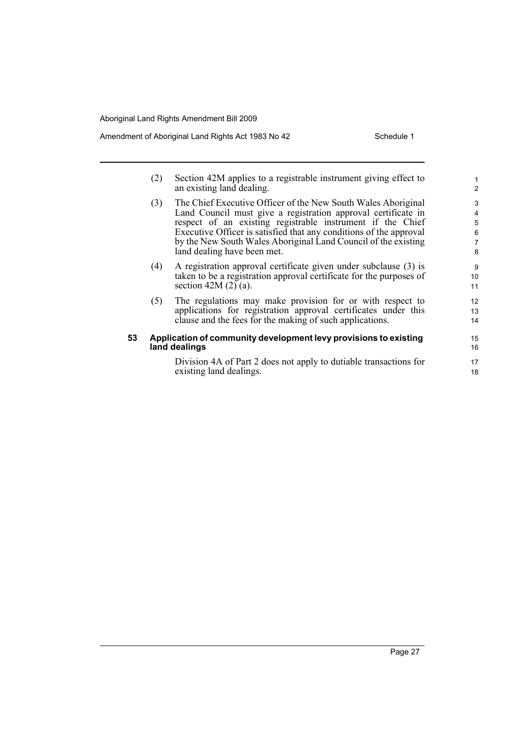(2) Section 42M applies to a registrable instrument giving effect to an existing land dealing.

(3) The Chief Executive Officer of the New South Wales Aboriginal Land Council must give a registration approval certificate in respect of an existing registrable instrument if the Chief Executive Officer is satisfied that any conditions of the approval by the New South Wales Aboriginal Land Council of the existing land dealing have been met.

(4) A registration approval certificate given under subclause (3) is taken to be a registration approval certificate for the purposes of section 42M (2) (a).

(5) The regulations may make provision for or with respect to applications for registration approval certificates under this clause and the fees for the making of such applications.

**53 Application of community development levy provisions to existing land dealings**

Division 4A of Part 2 does not apply to dutiable transactions for existing land dealings.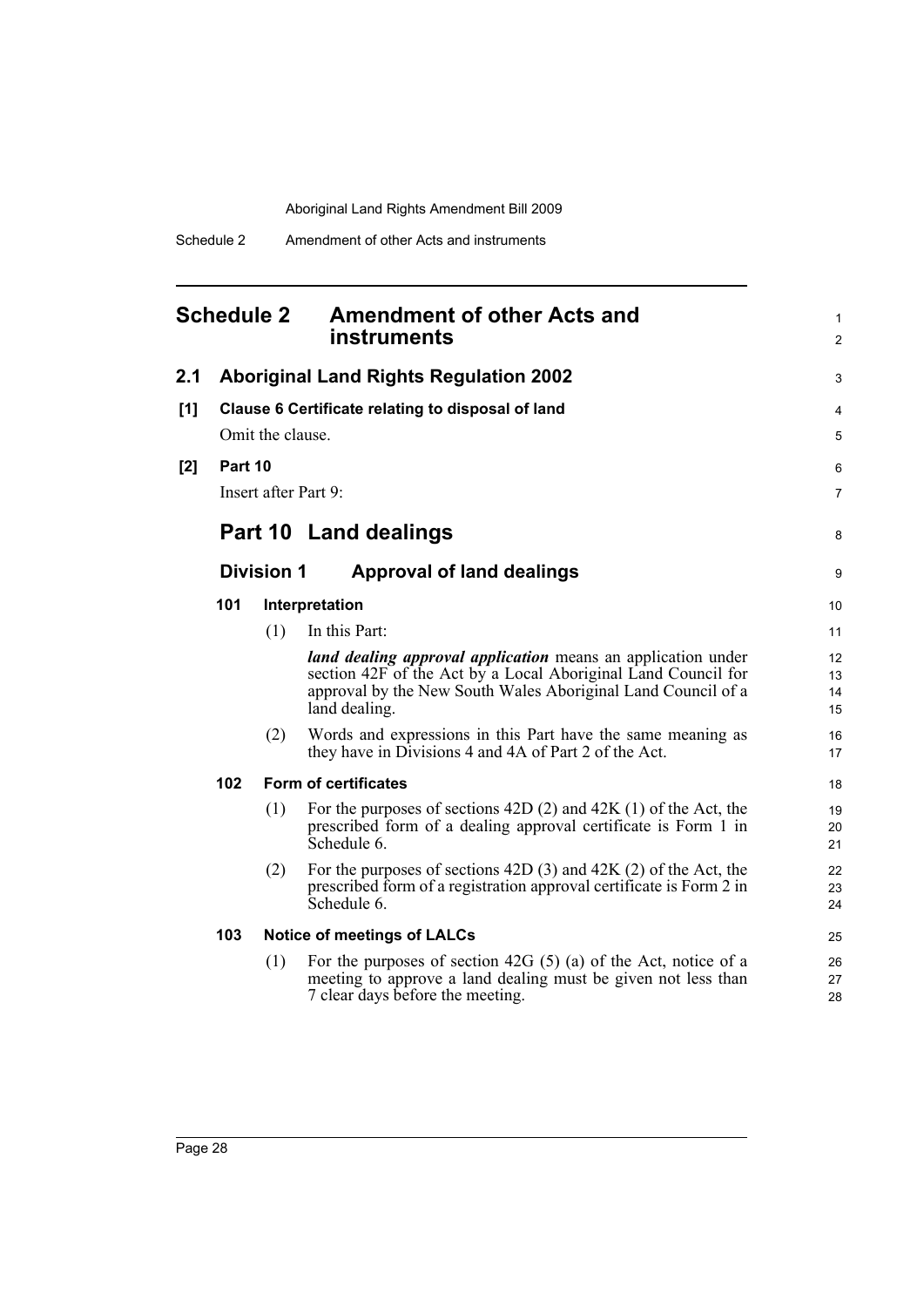# Schedule 2 Amendment of other Acts and instruments

## 2.1 Aboriginal Land Rights Regulation 2002

**[1] Clause 6 Certificate relating to disposal of land**

Omit the clause.

**[2] Part 10**

Insert after Part 9:

## Part 10 Land dealings

### Division 1 Approval of land dealings

**101 Interpretation**

(1) In this Part:

***land dealing approval application*** means an application under section 42F of the Act by a Local Aboriginal Land Council for approval by the New South Wales Aboriginal Land Council of a land dealing.

(2) Words and expressions in this Part have the same meaning as they have in Divisions 4 and 4A of Part 2 of the Act.

**102 Form of certificates**

(1) For the purposes of sections 42D (2) and 42K (1) of the Act, the prescribed form of a dealing approval certificate is Form 1 in Schedule 6.

(2) For the purposes of sections 42D (3) and 42K (2) of the Act, the prescribed form of a registration approval certificate is Form 2 in Schedule 6.

**103 Notice of meetings of LALCs**

(1) For the purposes of section 42G (5) (a) of the Act, notice of a meeting to approve a land dealing must be given not less than 7 clear days before the meeting.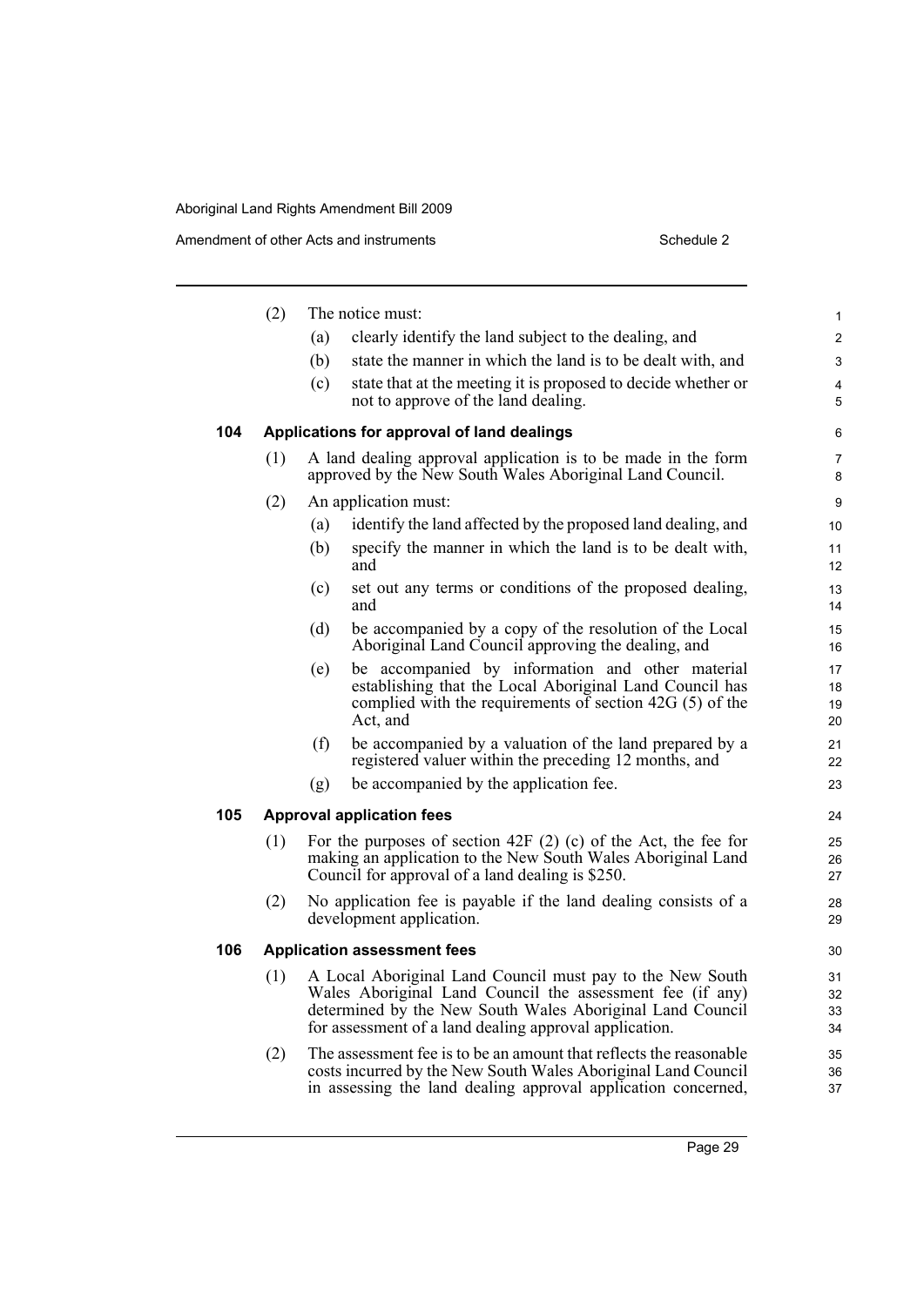(2) The notice must:

(a) clearly identify the land subject to the dealing, and

(b) state the manner in which the land is to be dealt with, and

(c) state that at the meeting it is proposed to decide whether or not to approve of the land dealing.

### 104 Applications for approval of land dealings

(1) A land dealing approval application is to be made in the form approved by the New South Wales Aboriginal Land Council.

(2) An application must:

(a) identify the land affected by the proposed land dealing, and

(b) specify the manner in which the land is to be dealt with, and

(c) set out any terms or conditions of the proposed dealing, and

(d) be accompanied by a copy of the resolution of the Local Aboriginal Land Council approving the dealing, and

(e) be accompanied by information and other material establishing that the Local Aboriginal Land Council has complied with the requirements of section 42G (5) of the Act, and

(f) be accompanied by a valuation of the land prepared by a registered valuer within the preceding 12 months, and

(g) be accompanied by the application fee.

### 105 Approval application fees

(1) For the purposes of section 42F (2) (c) of the Act, the fee for making an application to the New South Wales Aboriginal Land Council for approval of a land dealing is $250.

(2) No application fee is payable if the land dealing consists of a development application.

### 106 Application assessment fees

(1) A Local Aboriginal Land Council must pay to the New South Wales Aboriginal Land Council the assessment fee (if any) determined by the New South Wales Aboriginal Land Council for assessment of a land dealing approval application.

(2) The assessment fee is to be an amount that reflects the reasonable costs incurred by the New South Wales Aboriginal Land Council in assessing the land dealing approval application concerned,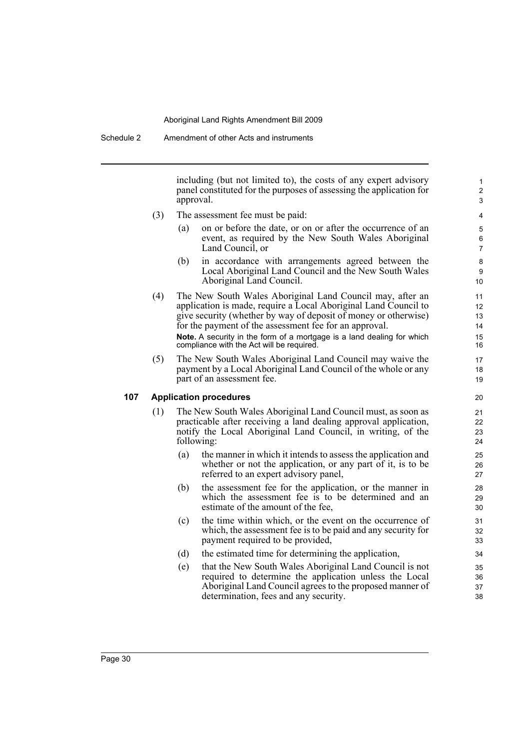including (but not limited to), the costs of any expert advisory panel constituted for the purposes of assessing the application for approval.

(3) The assessment fee must be paid:

(a) on or before the date, or on or after the occurrence of an event, as required by the New South Wales Aboriginal Land Council, or

(b) in accordance with arrangements agreed between the Local Aboriginal Land Council and the New South Wales Aboriginal Land Council.

(4) The New South Wales Aboriginal Land Council may, after an application is made, require a Local Aboriginal Land Council to give security (whether by way of deposit of money or otherwise) for the payment of the assessment fee for an approval.

**Note.** A security in the form of a mortgage is a land dealing for which compliance with the Act will be required.

(5) The New South Wales Aboriginal Land Council may waive the payment by a Local Aboriginal Land Council of the whole or any part of an assessment fee.

### 107 Application procedures

(1) The New South Wales Aboriginal Land Council must, as soon as practicable after receiving a land dealing approval application, notify the Local Aboriginal Land Council, in writing, of the following:

(a) the manner in which it intends to assess the application and whether or not the application, or any part of it, is to be referred to an expert advisory panel,

(b) the assessment fee for the application, or the manner in which the assessment fee is to be determined and an estimate of the amount of the fee,

(c) the time within which, or the event on the occurrence of which, the assessment fee is to be paid and any security for payment required to be provided,

(d) the estimated time for determining the application,

(e) that the New South Wales Aboriginal Land Council is not required to determine the application unless the Local Aboriginal Land Council agrees to the proposed manner of determination, fees and any security.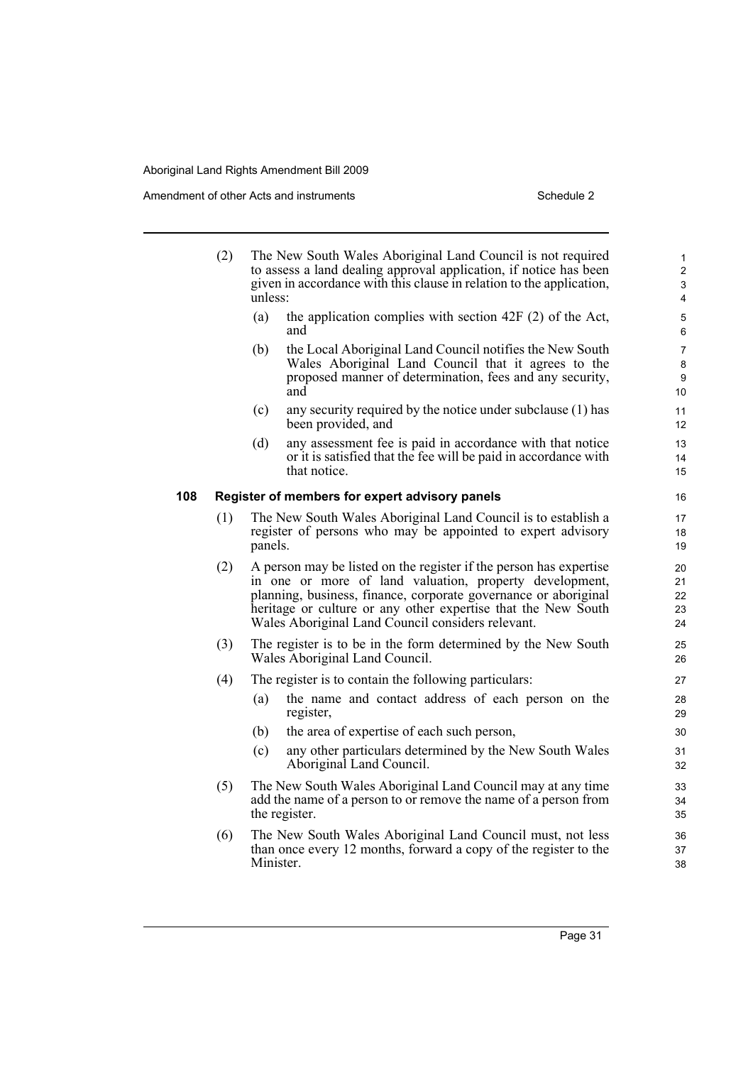(2) The New South Wales Aboriginal Land Council is not required to assess a land dealing approval application, if notice has been given in accordance with this clause in relation to the application, unless:

(a) the application complies with section 42F (2) of the Act, and

(b) the Local Aboriginal Land Council notifies the New South Wales Aboriginal Land Council that it agrees to the proposed manner of determination, fees and any security, and

(c) any security required by the notice under subclause (1) has been provided, and

(d) any assessment fee is paid in accordance with that notice or it is satisfied that the fee will be paid in accordance with that notice.

**108 Register of members for expert advisory panels**

(1) The New South Wales Aboriginal Land Council is to establish a register of persons who may be appointed to expert advisory panels.

(2) A person may be listed on the register if the person has expertise in one or more of land valuation, property development, planning, business, finance, corporate governance or aboriginal heritage or culture or any other expertise that the New South Wales Aboriginal Land Council considers relevant.

(3) The register is to be in the form determined by the New South Wales Aboriginal Land Council.

(4) The register is to contain the following particulars:

(a) the name and contact address of each person on the register,

(b) the area of expertise of each such person,

(c) any other particulars determined by the New South Wales Aboriginal Land Council.

(5) The New South Wales Aboriginal Land Council may at any time add the name of a person to or remove the name of a person from the register.

(6) The New South Wales Aboriginal Land Council must, not less than once every 12 months, forward a copy of the register to the Minister.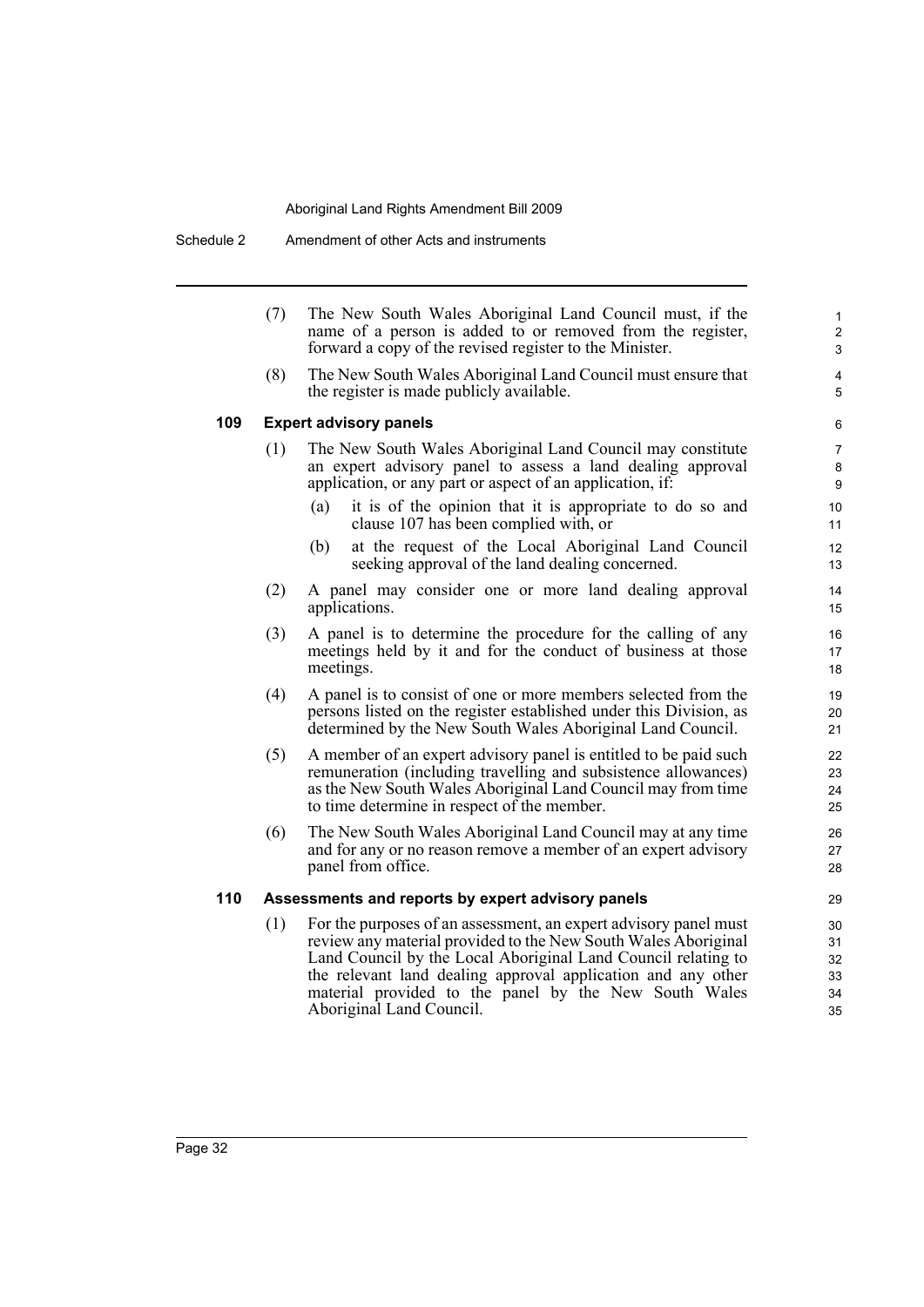(7) The New South Wales Aboriginal Land Council must, if the name of a person is added to or removed from the register, forward a copy of the revised register to the Minister.

(8) The New South Wales Aboriginal Land Council must ensure that the register is made publicly available.

### 109 Expert advisory panels

(1) The New South Wales Aboriginal Land Council may constitute an expert advisory panel to assess a land dealing approval application, or any part or aspect of an application, if:

(a) it is of the opinion that it is appropriate to do so and clause 107 has been complied with, or

(b) at the request of the Local Aboriginal Land Council seeking approval of the land dealing concerned.

(2) A panel may consider one or more land dealing approval applications.

(3) A panel is to determine the procedure for the calling of any meetings held by it and for the conduct of business at those meetings.

(4) A panel is to consist of one or more members selected from the persons listed on the register established under this Division, as determined by the New South Wales Aboriginal Land Council.

(5) A member of an expert advisory panel is entitled to be paid such remuneration (including travelling and subsistence allowances) as the New South Wales Aboriginal Land Council may from time to time determine in respect of the member.

(6) The New South Wales Aboriginal Land Council may at any time and for any or no reason remove a member of an expert advisory panel from office.

### 110 Assessments and reports by expert advisory panels

(1) For the purposes of an assessment, an expert advisory panel must review any material provided to the New South Wales Aboriginal Land Council by the Local Aboriginal Land Council relating to the relevant land dealing approval application and any other material provided to the panel by the New South Wales Aboriginal Land Council.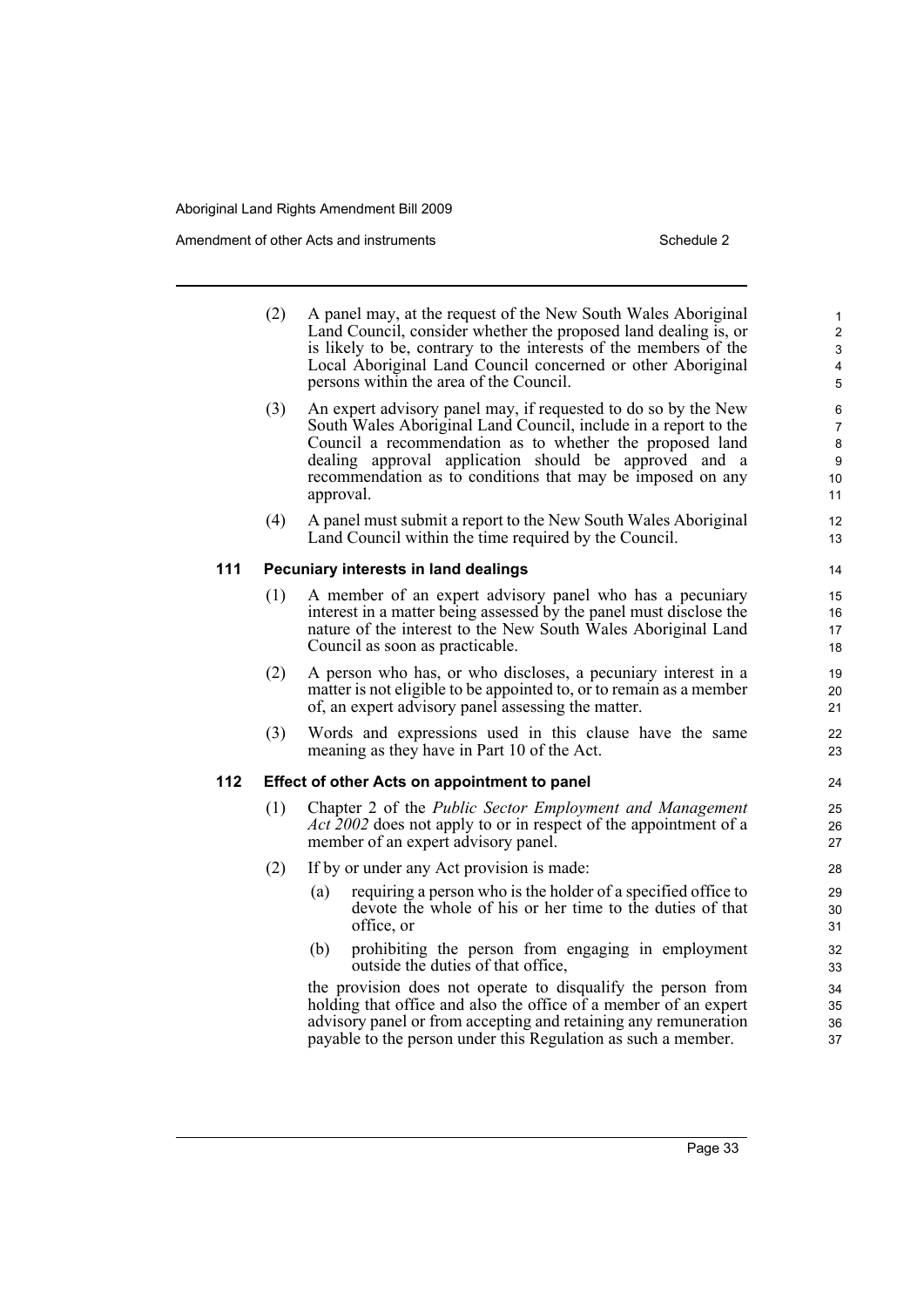(2) A panel may, at the request of the New South Wales Aboriginal Land Council, consider whether the proposed land dealing is, or is likely to be, contrary to the interests of the members of the Local Aboriginal Land Council concerned or other Aboriginal persons within the area of the Council.

(3) An expert advisory panel may, if requested to do so by the New South Wales Aboriginal Land Council, include in a report to the Council a recommendation as to whether the proposed land dealing approval application should be approved and a recommendation as to conditions that may be imposed on any approval.

(4) A panel must submit a report to the New South Wales Aboriginal Land Council within the time required by the Council.

### 111 Pecuniary interests in land dealings

(1) A member of an expert advisory panel who has a pecuniary interest in a matter being assessed by the panel must disclose the nature of the interest to the New South Wales Aboriginal Land Council as soon as practicable.

(2) A person who has, or who discloses, a pecuniary interest in a matter is not eligible to be appointed to, or to remain as a member of, an expert advisory panel assessing the matter.

(3) Words and expressions used in this clause have the same meaning as they have in Part 10 of the Act.

### 112 Effect of other Acts on appointment to panel

(1) Chapter 2 of the *Public Sector Employment and Management Act 2002* does not apply to or in respect of the appointment of a member of an expert advisory panel.

(2) If by or under any Act provision is made:

(a) requiring a person who is the holder of a specified office to devote the whole of his or her time to the duties of that office, or

(b) prohibiting the person from engaging in employment outside the duties of that office,

the provision does not operate to disqualify the person from holding that office and also the office of a member of an expert advisory panel or from accepting and retaining any remuneration payable to the person under this Regulation as such a member.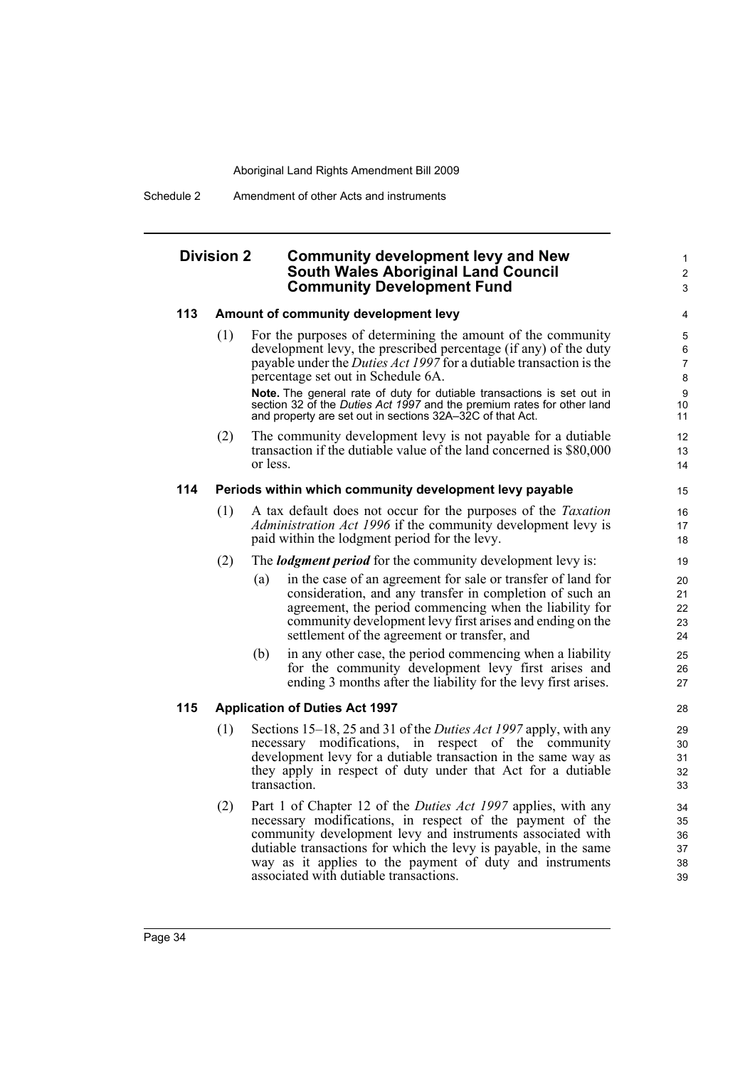## Division 2 Community development levy and New South Wales Aboriginal Land Council Community Development Fund

### 113 Amount of community development levy

(1) For the purposes of determining the amount of the community development levy, the prescribed percentage (if any) of the duty payable under the *Duties Act 1997* for a dutiable transaction is the percentage set out in Schedule 6A.

**Note.** The general rate of duty for dutiable transactions is set out in section 32 of the *Duties Act 1997* and the premium rates for other land and property are set out in sections 32A–32C of that Act.

(2) The community development levy is not payable for a dutiable transaction if the dutiable value of the land concerned is $80,000 or less.

### 114 Periods within which community development levy payable

(1) A tax default does not occur for the purposes of the *Taxation Administration Act 1996* if the community development levy is paid within the lodgment period for the levy.

(2) The ***lodgment period*** for the community development levy is:

- (a) in the case of an agreement for sale or transfer of land for consideration, and any transfer in completion of such an agreement, the period commencing when the liability for community development levy first arises and ending on the settlement of the agreement or transfer, and
- (b) in any other case, the period commencing when a liability for the community development levy first arises and ending 3 months after the liability for the levy first arises.

### 115 Application of Duties Act 1997

(1) Sections 15–18, 25 and 31 of the *Duties Act 1997* apply, with any necessary modifications, in respect of the community development levy for a dutiable transaction in the same way as they apply in respect of duty under that Act for a dutiable transaction.

(2) Part 1 of Chapter 12 of the *Duties Act 1997* applies, with any necessary modifications, in respect of the payment of the community development levy and instruments associated with dutiable transactions for which the levy is payable, in the same way as it applies to the payment of duty and instruments associated with dutiable transactions.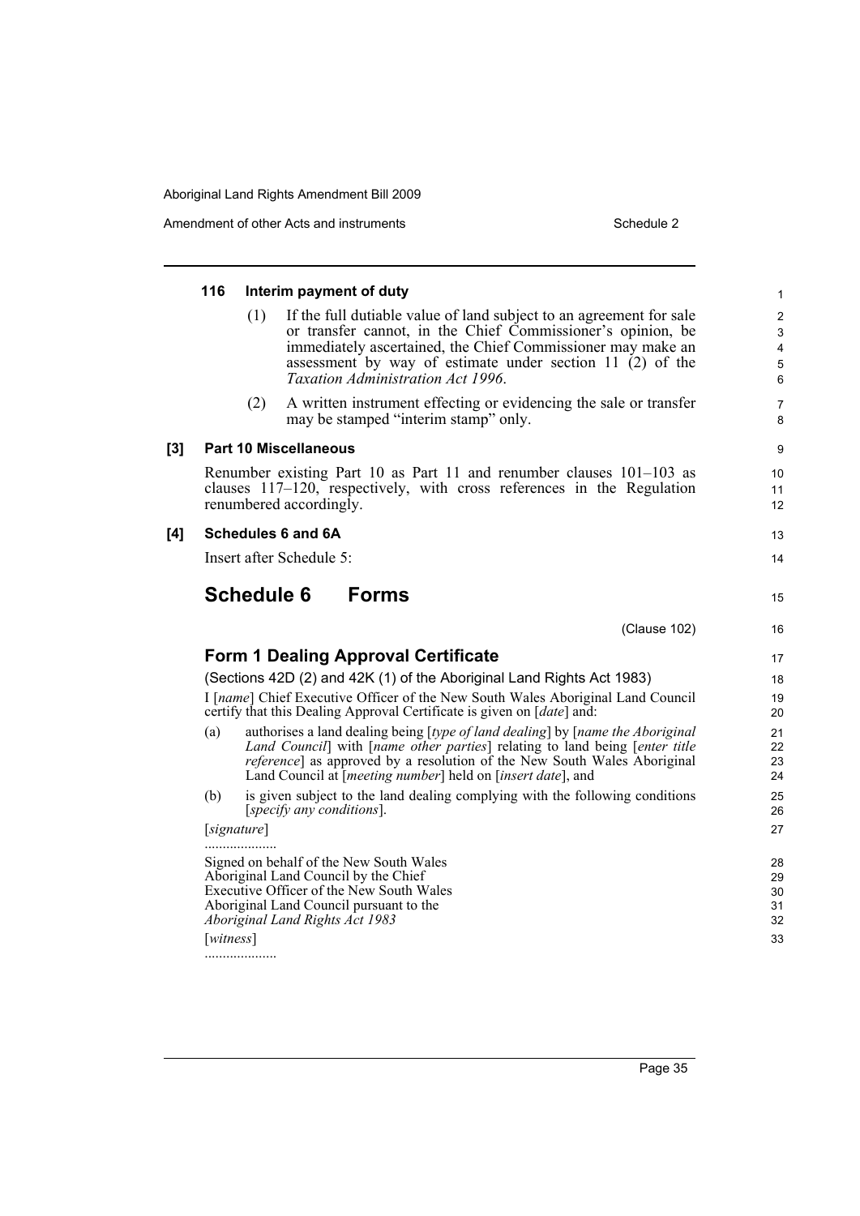**116 Interim payment of duty**

(1) If the full dutiable value of land subject to an agreement for sale or transfer cannot, in the Chief Commissioner's opinion, be immediately ascertained, the Chief Commissioner may make an assessment by way of estimate under section 11 (2) of the *Taxation Administration Act 1996*.

(2) A written instrument effecting or evidencing the sale or transfer may be stamped "interim stamp" only.

**[3] Part 10 Miscellaneous**

Renumber existing Part 10 as Part 11 and renumber clauses 101–103 as clauses 117–120, respectively, with cross references in the Regulation renumbered accordingly.

**[4] Schedules 6 and 6A**

Insert after Schedule 5:

## Schedule 6 Forms

(Clause 102)

### Form 1 Dealing Approval Certificate

(Sections 42D (2) and 42K (1) of the Aboriginal Land Rights Act 1983)

I [*name*] Chief Executive Officer of the New South Wales Aboriginal Land Council certify that this Dealing Approval Certificate is given on [*date*] and:

(a) authorises a land dealing being [*type of land dealing*] by [*name the Aboriginal Land Council*] with [*name other parties*] relating to land being [*enter title reference*] as approved by a resolution of the New South Wales Aboriginal Land Council at [*meeting number*] held on [*insert date*], and

(b) is given subject to the land dealing complying with the following conditions [*specify any conditions*].

[*signature*]

....................

Signed on behalf of the New South Wales Aboriginal Land Council by the Chief Executive Officer of the New South Wales Aboriginal Land Council pursuant to the *Aboriginal Land Rights Act 1983*

[*witness*]

....................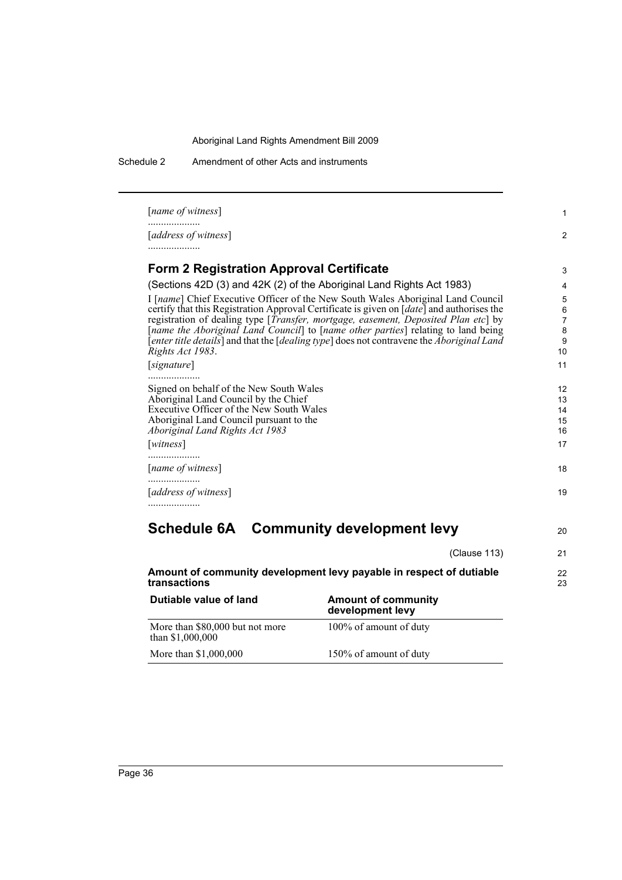[*name of witness*]

....................

[*address of witness*]

....................

### Form 2 Registration Approval Certificate

(Sections 42D (3) and 42K (2) of the Aboriginal Land Rights Act 1983)

I [*name*] Chief Executive Officer of the New South Wales Aboriginal Land Council certify that this Registration Approval Certificate is given on [*date*] and authorises the registration of dealing type [*Transfer, mortgage, easement, Deposited Plan etc*] by [*name the Aboriginal Land Council*] to [*name other parties*] relating to land being [*enter title details*] and that the [*dealing type*] does not contravene the *Aboriginal Land Rights Act 1983*.

[*signature*]

....................

Signed on behalf of the New South Wales Aboriginal Land Council by the Chief Executive Officer of the New South Wales Aboriginal Land Council pursuant to the *Aboriginal Land Rights Act 1983*

[*witness*]

....................

[*name of witness*]

....................

[*address of witness*]

....................

## Schedule 6A Community development levy

(Clause 113)

**Amount of community development levy payable in respect of dutiable transactions**

| Dutiable value of land | Amount of community development levy |
|---|---|
| More than $80,000 but not more than $1,000,000 | 100% of amount of duty |
| More than $1,000,000 | 150% of amount of duty |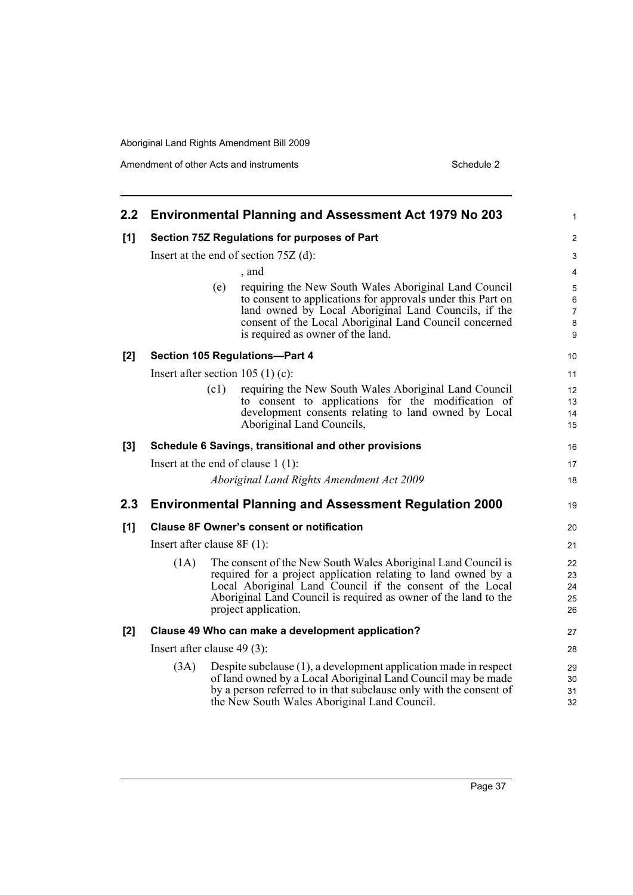## 2.2 Environmental Planning and Assessment Act 1979 No 203

### [1] Section 75Z Regulations for purposes of Part

Insert at the end of section 75Z (d):

, and

(e) requiring the New South Wales Aboriginal Land Council to consent to applications for approvals under this Part on land owned by Local Aboriginal Land Councils, if the consent of the Local Aboriginal Land Council concerned is required as owner of the land.

### [2] Section 105 Regulations—Part 4

Insert after section 105 (1) (c):

(c1) requiring the New South Wales Aboriginal Land Council to consent to applications for the modification of development consents relating to land owned by Local Aboriginal Land Councils,

### [3] Schedule 6 Savings, transitional and other provisions

Insert at the end of clause 1 (1):

*Aboriginal Land Rights Amendment Act 2009*

## 2.3 Environmental Planning and Assessment Regulation 2000

### [1] Clause 8F Owner's consent or notification

Insert after clause 8F (1):

(1A) The consent of the New South Wales Aboriginal Land Council is required for a project application relating to land owned by a Local Aboriginal Land Council if the consent of the Local Aboriginal Land Council is required as owner of the land to the project application.

### [2] Clause 49 Who can make a development application?

Insert after clause 49 (3):

(3A) Despite subclause (1), a development application made in respect of land owned by a Local Aboriginal Land Council may be made by a person referred to in that subclause only with the consent of the New South Wales Aboriginal Land Council.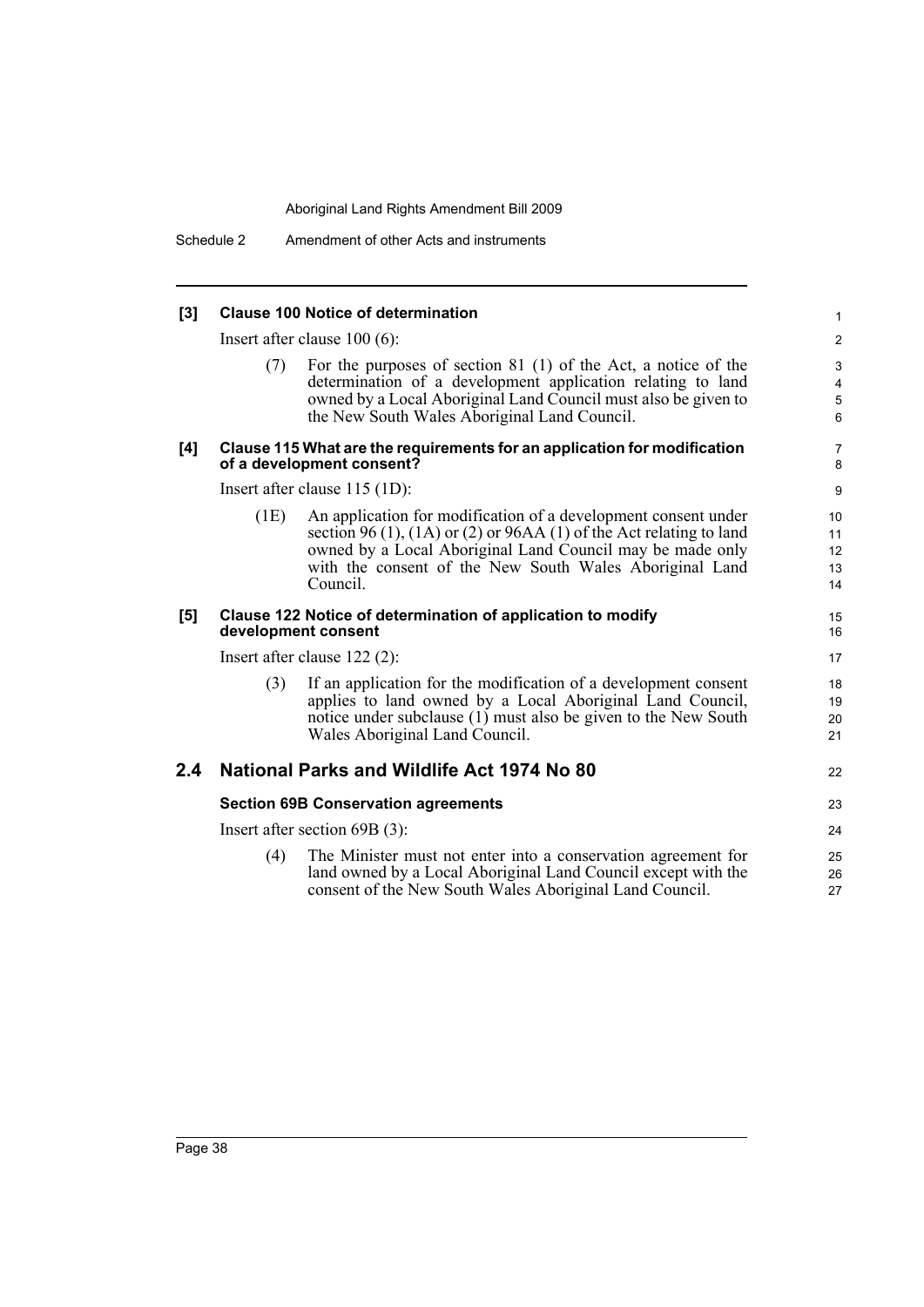**[3] Clause 100 Notice of determination**

Insert after clause 100 (6):

(7) For the purposes of section 81 (1) of the Act, a notice of the determination of a development application relating to land owned by a Local Aboriginal Land Council must also be given to the New South Wales Aboriginal Land Council.

**[4] Clause 115 What are the requirements for an application for modification of a development consent?**

Insert after clause 115 (1D):

(1E) An application for modification of a development consent under section 96 (1), (1A) or (2) or 96AA (1) of the Act relating to land owned by a Local Aboriginal Land Council may be made only with the consent of the New South Wales Aboriginal Land Council.

**[5] Clause 122 Notice of determination of application to modify development consent**

Insert after clause 122 (2):

(3) If an application for the modification of a development consent applies to land owned by a Local Aboriginal Land Council, notice under subclause (1) must also be given to the New South Wales Aboriginal Land Council.

## 2.4 National Parks and Wildlife Act 1974 No 80

**Section 69B Conservation agreements**

Insert after section 69B (3):

(4) The Minister must not enter into a conservation agreement for land owned by a Local Aboriginal Land Council except with the consent of the New South Wales Aboriginal Land Council.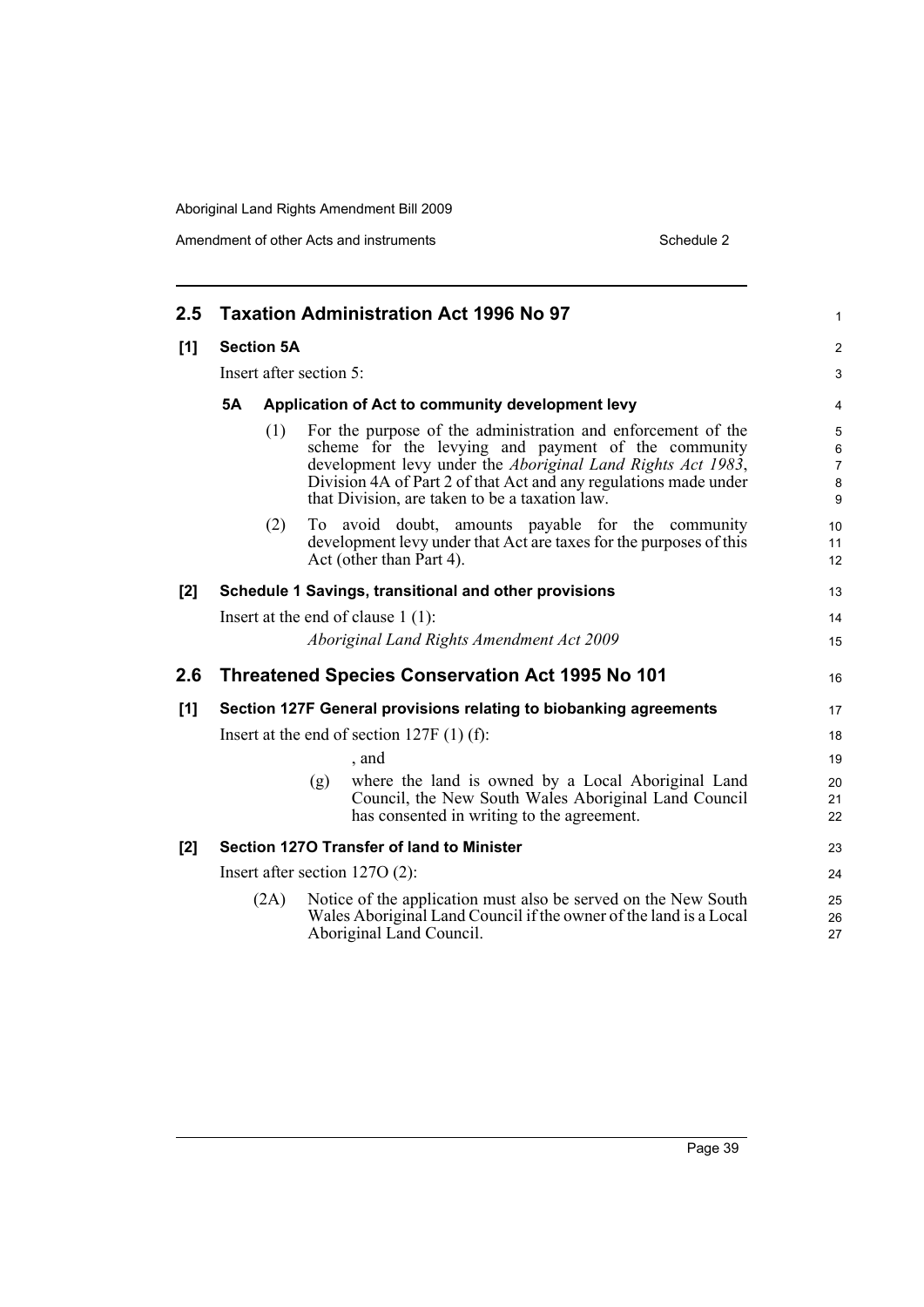## 2.5 Taxation Administration Act 1996 No 97

### [1] Section 5A

Insert after section 5:

#### 5A Application of Act to community development levy

(1) For the purpose of the administration and enforcement of the scheme for the levying and payment of the community development levy under the *Aboriginal Land Rights Act 1983*, Division 4A of Part 2 of that Act and any regulations made under that Division, are taken to be a taxation law.

(2) To avoid doubt, amounts payable for the community development levy under that Act are taxes for the purposes of this Act (other than Part 4).

### [2] Schedule 1 Savings, transitional and other provisions

Insert at the end of clause 1 (1):

*Aboriginal Land Rights Amendment Act 2009*

## 2.6 Threatened Species Conservation Act 1995 No 101

### [1] Section 127F General provisions relating to biobanking agreements

Insert at the end of section 127F (1) (f):

, and

(g) where the land is owned by a Local Aboriginal Land Council, the New South Wales Aboriginal Land Council has consented in writing to the agreement.

### [2] Section 127O Transfer of land to Minister

Insert after section 127O (2):

(2A) Notice of the application must also be served on the New South Wales Aboriginal Land Council if the owner of the land is a Local Aboriginal Land Council.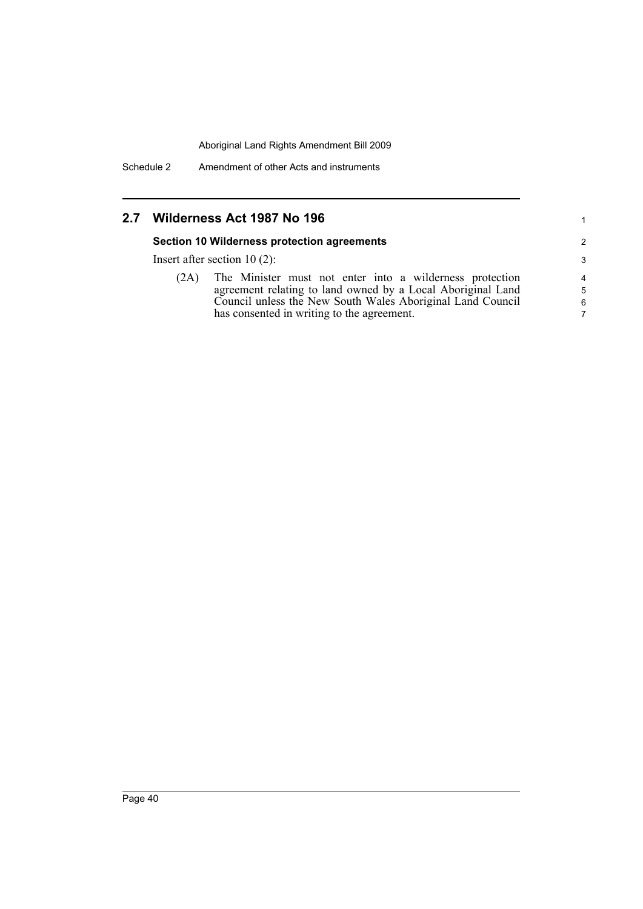## 2.7 Wilderness Act 1987 No 196

### Section 10 Wilderness protection agreements

Insert after section 10 (2):

(2A) The Minister must not enter into a wilderness protection agreement relating to land owned by a Local Aboriginal Land Council unless the New South Wales Aboriginal Land Council has consented in writing to the agreement.